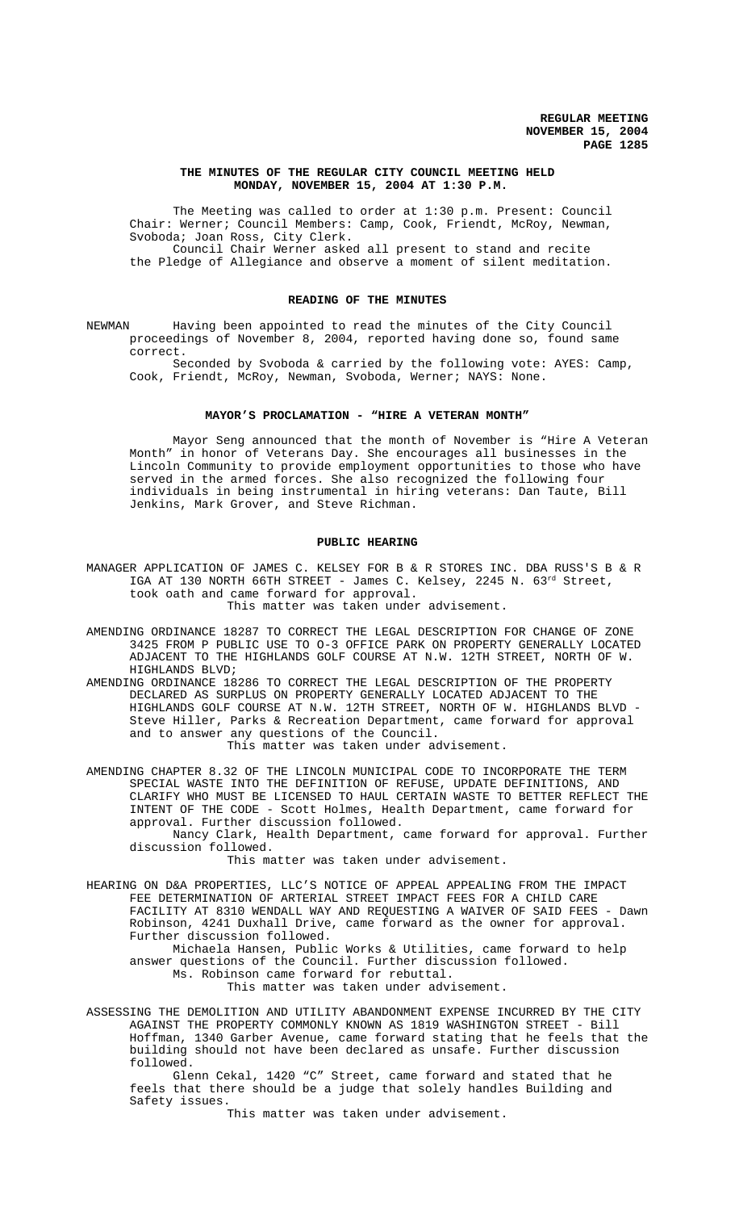# THE MINUTES OF THE REGULAR CITY COUNCIL MEETING HELD MONDAY, NOVEMBER 15, 2004 AT 1:30 P.M.

The Meeting was called to order at 1:30 p.m. Present: Council Chair: Werner; Council Members: Camp, Cook, Friendt, McRoy, Newman, Svoboda; Joan Ross, City Clerk.

Council Chair Werner asked all present to stand and recite the Pledge of Allegiance and observe a moment of silent meditation.

## READING OF THE MINUTES

NEWMAN Having been appointed to read the minutes of the City Council proceedings of November 8, 2004, reported having done so, found same correct.

Seconded by Svoboda & carried by the following vote: AYES: Camp, Cook, Friendt, McRoy, Newman, Svoboda, Werner; NAYS: None.

## MAYOR'S PROCLAMATION - "HIRE A VETERAN MONTH"

Mayor Seng announced that the month of November is "Hire A Veteran Month" in honor of Veterans Day. She encourages all businesses in the Lincoln Community to provide employment opportunities to those who have served in the armed forces. She also recognized the following four individuals in being instrumental in hiring veterans: Dan Taute, Bill Jenkins, Mark Grover, and Steve Richman.

## PUBLIC HEARING

MANAGER APPLICATION OF JAMES C. KELSEY FOR B & R STORES INC. DBA RUSS'S B & R IGA AT 130 NORTH 66TH STREET - James C. Kelsey, 2245 N. 63rd Street, took oath and came forward for approval.

This matter was taken under advisement.

AMENDING ORDINANCE 18287 TO CORRECT THE LEGAL DESCRIPTION FOR CHANGE OF ZONE 3425 FROM P PUBLIC USE TO O-3 OFFICE PARK ON PROPERTY GENERALLY LOCATED ADJACENT TO THE HIGHLANDS GOLF COURSE AT N.W. 12TH STREET, NORTH OF W. HIGHLANDS BLVD;

AMENDING ORDINANCE 18286 TO CORRECT THE LEGAL DESCRIPTION OF THE PROPERTY DECLARED AS SURPLUS ON PROPERTY GENERALLY LOCATED ADJACENT TO THE HIGHLANDS GOLF COURSE AT N.W. 12TH STREET, NORTH OF W. HIGHLANDS BLVD - Steve Hiller, Parks & Recreation Department, came forward for approval and to answer any questions of the Council.

This matter was taken under advisement.

AMENDING CHAPTER 8.32 OF THE LINCOLN MUNICIPAL CODE TO INCORPORATE THE TERM SPECIAL WASTE INTO THE DEFINITION OF REFUSE, UPDATE DEFINITIONS, AND CLARIFY WHO MUST BE LICENSED TO HAUL CERTAIN WASTE TO BETTER REFLECT THE INTENT OF THE CODE - Scott Holmes, Health Department, came forward for approval. Further discussion followed.

Nancy Clark, Health Department, came forward for approval. Further discussion followed.

This matter was taken under advisement.

HEARING ON D&A PROPERTIES, LLC'S NOTICE OF APPEAL APPEALING FROM THE IMPACT FEE DETERMINATION OF ARTERIAL STREET IMPACT FEES FOR A CHILD CARE FACILITY AT 8310 WENDALL WAY AND REQUESTING A WAIVER OF SAID FEES - Dawn Robinson, 4241 Duxhall Drive, came forward as the owner for approval. Further discussion followed.

Michaela Hansen, Public Works & Utilities, came forward to help answer questions of the Council. Further discussion followed.

Ms. Robinson came forward for rebuttal.

This matter was taken under advisement.

ASSESSING THE DEMOLITION AND UTILITY ABANDONMENT EXPENSE INCURRED BY THE CITY AGAINST THE PROPERTY COMMONLY KNOWN AS 1819 WASHINGTON STREET - Bill Hoffman, 1340 Garber Avenue, came forward stating that he feels that the building should not have been declared as unsafe. Further discussion followed.

Glenn Cekal, 1420 "C" Street, came forward and stated that he feels that there should be a judge that solely handles Building and Safety issues.

This matter was taken under advisement.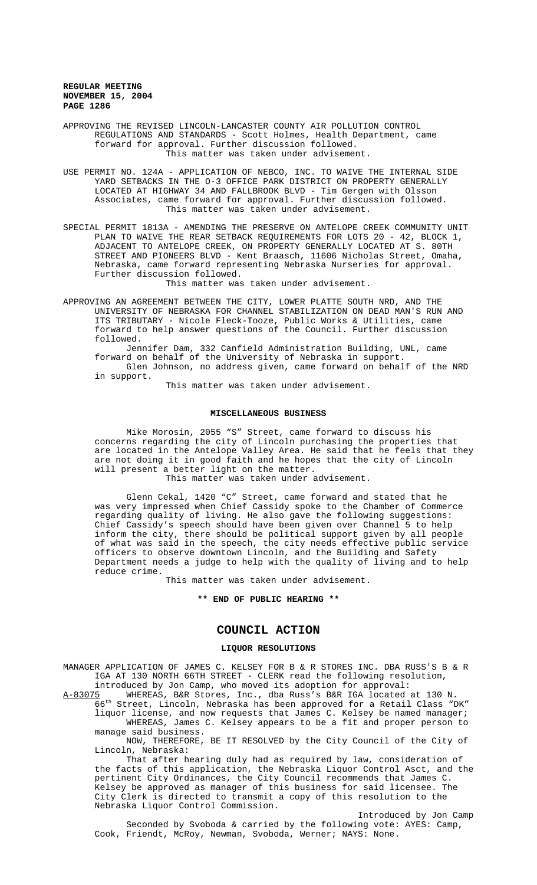APPROVING THE REVISED LINCOLN-LANCASTER COUNTY AIR POLLUTION CONTROL REGULATIONS AND STANDARDS - Scott Holmes, Health Department, came forward for approval. Further discussion followed.

This matter was taken under advisement.

USE PERMIT NO. 124A - APPLICATION OF NEBCO, INC. TO WAIVE THE INTERNAL SIDE YARD SETBACKS IN THE O-3 OFFICE PARK DISTRICT ON PROPERTY GENERALLY LOCATED AT HIGHWAY 34 AND FALLBROOK BLVD - Tim Gergen with Olsson Associates, came forward for approval. Further discussion followed.

This matter was taken under advisement.

SPECIAL PERMIT 1813A - AMENDING THE PRESERVE ON ANTELOPE CREEK COMMUNITY UNIT PLAN TO WAIVE THE REAR SETBACK REQUIREMENTS FOR LOTS 20 - 42, BLOCK 1, ADJACENT TO ANTELOPE CREEK, ON PROPERTY GENERALLY LOCATED AT S. 80TH STREET AND PIONEERS BLVD - Kent Braasch, 11606 Nicholas Street, Omaha, Nebraska, came forward representing Nebraska Nurseries for approval. Further discussion followed.

This matter was taken under advisement.

APPROVING AN AGREEMENT BETWEEN THE CITY, LOWER PLATTE SOUTH NRD, AND THE UNIVERSITY OF NEBRASKA FOR CHANNEL STABILIZATION ON DEAD MAN'S RUN AND ITS TRIBUTARY - Nicole Fleck-Tooze, Public Works & Utilities, came forward to help answer questions of the Council. Further discussion followed.

Jennifer Dam, 332 Canfield Administration Building, UNL, came forward on behalf of the University of Nebraska in support.

Glen Johnson, no address given, came forward on behalf of the NRD in support.

This matter was taken under advisement.

## MISCELLANEOUS BUSINESS

Mike Morosin, 2055 "S" Street, came forward to discuss his concerns regarding the city of Lincoln purchasing the properties that are located in the Antelope Valley Area. He said that he feels that they are not doing it in good faith and he hopes that the city of Lincoln will present a better light on the matter.

This matter was taken under advisement.

Glenn Cekal, 1420 "C" Street, came forward and stated that he was very impressed when Chief Cassidy spoke to the Chamber of Commerce regarding quality of living. He also gave the following suggestions: Chief Cassidy's speech should have been given over Channel 5 to help inform the city, there should be political support given by all people of what was said in the speech, the city needs effective public service officers to observe downtown Lincoln, and the Building and Safety Department needs a judge to help with the quality of living and to help reduce crime.

This matter was taken under advisement.

**\*\* END OF PUBLIC HEARING \*\***

# COUNCIL ACTION

## LIQUOR RESOLUTIONS

MANAGER APPLICATION OF JAMES C. KELSEY FOR B & R STORES INC. DBA RUSS'S B & R IGA AT 130 NORTH 66TH STREET - CLERK read the following resolution, introduced by Jon Camp, who moved its adoption for approval:

A-83075 WHEREAS, B&R Stores, Inc., dba Russ's B&R IGA located at 130 N. 66th Street, Lincoln, Nebraska has been approved for a Retail Class "DK" liquor license, and now requests that James C. Kelsey be named manager;

WHEREAS, James C. Kelsey appears to be a fit and proper person to manage said business.

NOW, THEREFORE, BE IT RESOLVED by the City Council of the City of Lincoln, Nebraska:

That after hearing duly had as required by law, consideration of the facts of this application, the Nebraska Liquor Control Asct, and the pertinent City Ordinances, the City Council recommends that James C. Kelsey be approved as manager of this business for said licensee. The City Clerk is directed to transmit a copy of this resolution to the Nebraska Liquor Control Commission.

Introduced by Jon Camp

Seconded by Svoboda & carried by the following vote: AYES: Camp, Cook, Friendt, McRoy, Newman, Svoboda, Werner; NAYS: None.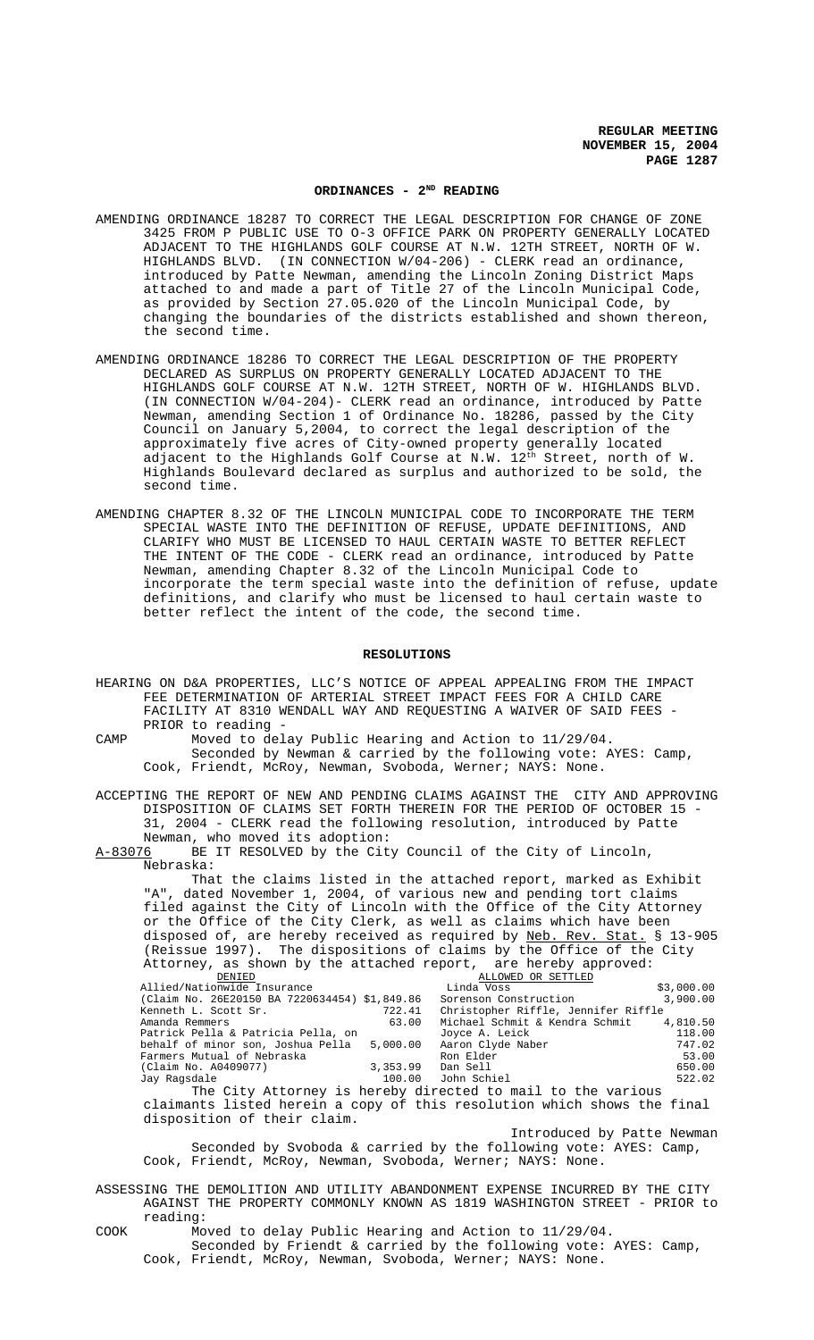## ORDINANCES - 2ND READING

AMENDING ORDINANCE 18287 TO CORRECT THE LEGAL DESCRIPTION FOR CHANGE OF ZONE 3425 FROM P PUBLIC USE TO O-3 OFFICE PARK ON PROPERTY GENERALLY LOCATED ADJACENT TO THE HIGHLANDS GOLF COURSE AT N.W. 12TH STREET, NORTH OF W. HIGHLANDS BLVD. (IN CONNECTION W/04-206) - CLERK read an ordinance, introduced by Patte Newman, amending the Lincoln Zoning District Maps attached to and made a part of Title 27 of the Lincoln Municipal Code, as provided by Section 27.05.020 of the Lincoln Municipal Code, by changing the boundaries of the districts established and shown thereon, the second time.

AMENDING ORDINANCE 18286 TO CORRECT THE LEGAL DESCRIPTION OF THE PROPERTY DECLARED AS SURPLUS ON PROPERTY GENERALLY LOCATED ADJACENT TO THE HIGHLANDS GOLF COURSE AT N.W. 12TH STREET, NORTH OF W. HIGHLANDS BLVD. (IN CONNECTION W/04-204)- CLERK read an ordinance, introduced by Patte Newman, amending Section 1 of Ordinance No. 18286, passed by the City Council on January 5,2004, to correct the legal description of the approximately five acres of City-owned property generally located adjacent to the Highlands Golf Course at N.W. 12th Street, north of W. Highlands Boulevard declared as surplus and authorized to be sold, the second time.

AMENDING CHAPTER 8.32 OF THE LINCOLN MUNICIPAL CODE TO INCORPORATE THE TERM SPECIAL WASTE INTO THE DEFINITION OF REFUSE, UPDATE DEFINITIONS, AND CLARIFY WHO MUST BE LICENSED TO HAUL CERTAIN WASTE TO BETTER REFLECT THE INTENT OF THE CODE - CLERK read an ordinance, introduced by Patte Newman, amending Chapter 8.32 of the Lincoln Municipal Code to incorporate the term special waste into the definition of refuse, update definitions, and clarify who must be licensed to haul certain waste to better reflect the intent of the code, the second time.

## RESOLUTIONS

HEARING ON D&A PROPERTIES, LLC'S NOTICE OF APPEAL APPEALING FROM THE IMPACT FEE DETERMINATION OF ARTERIAL STREET IMPACT FEES FOR A CHILD CARE FACILITY AT 8310 WENDALL WAY AND REQUESTING A WAIVER OF SAID FEES - PRIOR to reading -

CAMP Moved to delay Public Hearing and Action to 11/29/04.
Seconded by Newman & carried by the following vote: AYES: Camp, Cook, Friendt, McRoy, Newman, Svoboda, Werner; NAYS: None.

ACCEPTING THE REPORT OF NEW AND PENDING CLAIMS AGAINST THE CITY AND APPROVING DISPOSITION OF CLAIMS SET FORTH THEREIN FOR THE PERIOD OF OCTOBER 15 - 31, 2004 - CLERK read the following resolution, introduced by Patte Newman, who moved its adoption:

A-83076 BE IT RESOLVED by the City Council of the City of Lincoln, Nebraska:

That the claims listed in the attached report, marked as Exhibit "A", dated November 1, 2004, of various new and pending tort claims filed against the City of Lincoln with the Office of the City Attorney or the Office of the City Clerk, as well as claims which have been disposed of, are hereby received as required by Neb. Rev. Stat. § 13-905 (Reissue 1997). The dispositions of claims by the Office of the City Attorney, as shown by the attached report, are hereby approved:

| DENIED | | ALLOWED OR SETTLED | |
|---|---|---|---|
| Allied/Nationwide Insurance | | Linda Voss | $3,000.00 |
| (Claim No. 26E20150 BA 7220634454) | $1,849.86 | Sorenson Construction | 3,900.00 |
| Kenneth L. Scott Sr. | 722.41 | Christopher Riffle, Jennifer Riffle | |
| Amanda Remmers | 63.00 | Michael Schmit & Kendra Schmit | 4,810.50 |
| Patrick Pella & Patricia Pella, on | | Joyce A. Leick | 118.00 |
| behalf of minor son, Joshua Pella | 5,000.00 | Aaron Clyde Naber | 747.02 |
| Farmers Mutual of Nebraska | | Ron Elder | 53.00 |
| (Claim No. A0409077) | 3,353.99 | Dan Sell | 650.00 |
| Jay Ragsdale | 100.00 | John Schiel | 522.02 |

The City Attorney is hereby directed to mail to the various claimants listed herein a copy of this resolution which shows the final disposition of their claim.

Introduced by Patte Newman

Seconded by Svoboda & carried by the following vote: AYES: Camp, Cook, Friendt, McRoy, Newman, Svoboda, Werner; NAYS: None.

ASSESSING THE DEMOLITION AND UTILITY ABANDONMENT EXPENSE INCURRED BY THE CITY AGAINST THE PROPERTY COMMONLY KNOWN AS 1819 WASHINGTON STREET - PRIOR to reading:

COOK Moved to delay Public Hearing and Action to 11/29/04.
Seconded by Friendt & carried by the following vote: AYES: Camp, Cook, Friendt, McRoy, Newman, Svoboda, Werner; NAYS: None.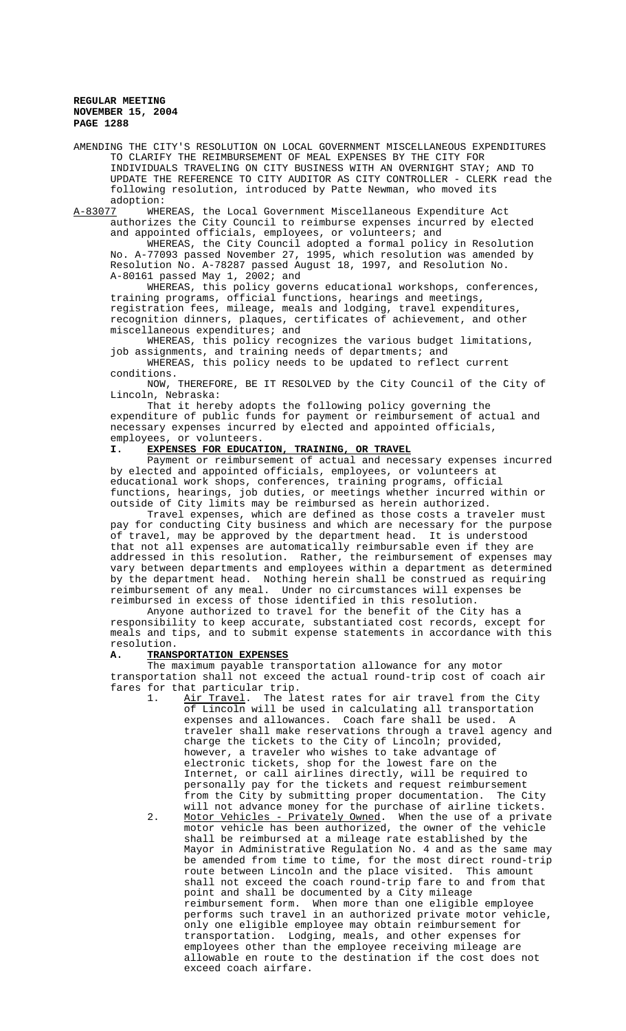AMENDING THE CITY'S RESOLUTION ON LOCAL GOVERNMENT MISCELLANEOUS EXPENDITURES TO CLARIFY THE REIMBURSEMENT OF MEAL EXPENSES BY THE CITY FOR INDIVIDUALS TRAVELING ON CITY BUSINESS WITH AN OVERNIGHT STAY; AND TO UPDATE THE REFERENCE TO CITY AUDITOR AS CITY CONTROLLER - CLERK read the following resolution, introduced by Patte Newman, who moved its adoption:

A-83077 WHEREAS, the Local Government Miscellaneous Expenditure Act authorizes the City Council to reimburse expenses incurred by elected and appointed officials, employees, or volunteers; and

WHEREAS, the City Council adopted a formal policy in Resolution No. A-77093 passed November 27, 1995, which resolution was amended by Resolution No. A-78287 passed August 18, 1997, and Resolution No. A-80161 passed May 1, 2002; and

WHEREAS, this policy governs educational workshops, conferences, training programs, official functions, hearings and meetings, registration fees, mileage, meals and lodging, travel expenditures, recognition dinners, plaques, certificates of achievement, and other miscellaneous expenditures; and

WHEREAS, this policy recognizes the various budget limitations, job assignments, and training needs of departments; and

WHEREAS, this policy needs to be updated to reflect current conditions.

NOW, THEREFORE, BE IT RESOLVED by the City Council of the City of Lincoln, Nebraska:

That it hereby adopts the following policy governing the expenditure of public funds for payment or reimbursement of actual and necessary expenses incurred by elected and appointed officials, employees, or volunteers.

**I. EXPENSES FOR EDUCATION, TRAINING, OR TRAVEL**

Payment or reimbursement of actual and necessary expenses incurred by elected and appointed officials, employees, or volunteers at educational work shops, conferences, training programs, official functions, hearings, job duties, or meetings whether incurred within or outside of City limits may be reimbursed as herein authorized.

Travel expenses, which are defined as those costs a traveler must pay for conducting City business and which are necessary for the purpose of travel, may be approved by the department head. It is understood that not all expenses are automatically reimbursable even if they are addressed in this resolution. Rather, the reimbursement of expenses may vary between departments and employees within a department as determined by the department head. Nothing herein shall be construed as requiring reimbursement of any meal. Under no circumstances will expenses be reimbursed in excess of those identified in this resolution.

Anyone authorized to travel for the benefit of the City has a responsibility to keep accurate, substantiated cost records, except for meals and tips, and to submit expense statements in accordance with this resolution.

**A. TRANSPORTATION EXPENSES**

The maximum payable transportation allowance for any motor transportation shall not exceed the actual round-trip cost of coach air fares for that particular trip.

1. Air Travel. The latest rates for air travel from the City of Lincoln will be used in calculating all transportation expenses and allowances. Coach fare shall be used. A traveler shall make reservations through a travel agency and charge the tickets to the City of Lincoln; provided, however, a traveler who wishes to take advantage of electronic tickets, shop for the lowest fare on the Internet, or call airlines directly, will be required to personally pay for the tickets and request reimbursement from the City by submitting proper documentation. The City will not advance money for the purchase of airline tickets.
2. Motor Vehicles - Privately Owned. When the use of a private motor vehicle has been authorized, the owner of the vehicle shall be reimbursed at a mileage rate established by the Mayor in Administrative Regulation No. 4 and as the same may be amended from time to time, for the most direct round-trip route between Lincoln and the place visited. This amount shall not exceed the coach round-trip fare to and from that point and shall be documented by a City mileage reimbursement form. When more than one eligible employee performs such travel in an authorized private motor vehicle, only one eligible employee may obtain reimbursement for transportation. Lodging, meals, and other expenses for employees other than the employee receiving mileage are allowable en route to the destination if the cost does not exceed coach airfare.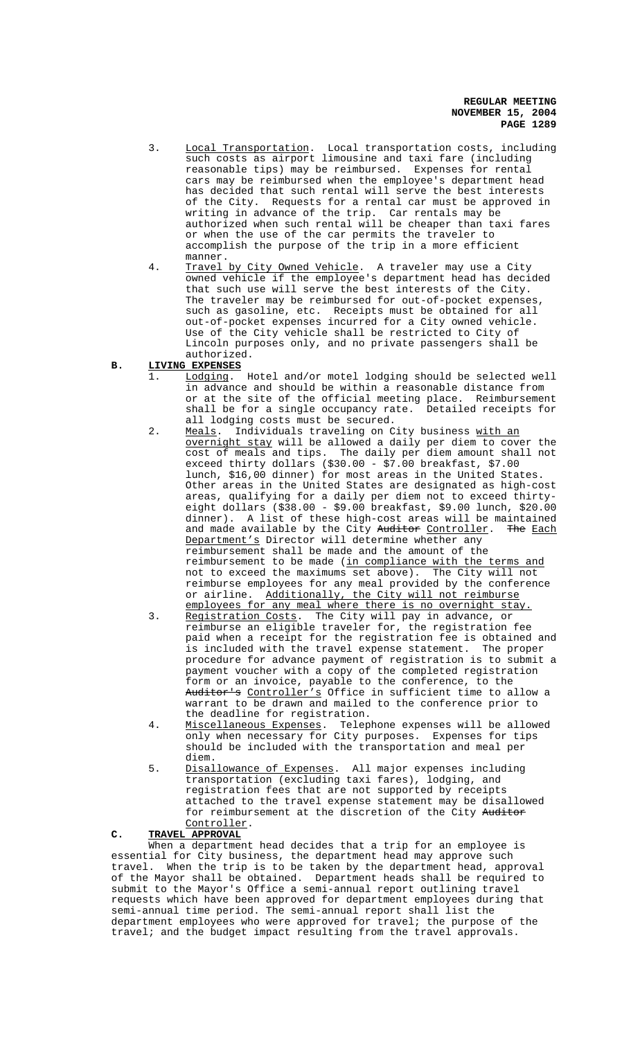3. Local Transportation. Local transportation costs, including such costs as airport limousine and taxi fare (including reasonable tips) may be reimbursed. Expenses for rental cars may be reimbursed when the employee's department head has decided that such rental will serve the best interests of the City. Requests for a rental car must be approved in writing in advance of the trip. Car rentals may be authorized when such rental will be cheaper than taxi fares or when the use of the car permits the traveler to accomplish the purpose of the trip in a more efficient manner.
4. Travel by City Owned Vehicle. A traveler may use a City owned vehicle if the employee's department head has decided that such use will serve the best interests of the City. The traveler may be reimbursed for out-of-pocket expenses, such as gasoline, etc. Receipts must be obtained for all out-of-pocket expenses incurred for a City owned vehicle. Use of the City vehicle shall be restricted to City of Lincoln purposes only, and no private passengers shall be authorized.

**B. LIVING EXPENSES**

1. Lodging. Hotel and/or motel lodging should be selected well in advance and should be within a reasonable distance from or at the site of the official meeting place. Reimbursement shall be for a single occupancy rate. Detailed receipts for all lodging costs must be secured.
2. Meals. Individuals traveling on City business with an overnight stay will be allowed a daily per diem to cover the cost of meals and tips. The daily per diem amount shall not exceed thirty dollars ($30.00 - $7.00 breakfast, $7.00 lunch, $16,00 dinner) for most areas in the United States. Other areas in the United States are designated as high-cost areas, qualifying for a daily per diem not to exceed thirty-eight dollars ($38.00 - $9.00 breakfast, $9.00 lunch, $20.00 dinner). A list of these high-cost areas will be maintained and made available by the City ~~Auditor~~ Controller. ~~The~~ Each Department's Director will determine whether any reimbursement shall be made and the amount of the reimbursement to be made (in compliance with the terms and not to exceed the maximums set above). The City will not reimburse employees for any meal provided by the conference or airline. Additionally, the City will not reimburse employees for any meal where there is no overnight stay.
3. Registration Costs. The City will pay in advance, or reimburse an eligible traveler for, the registration fee paid when a receipt for the registration fee is obtained and is included with the travel expense statement. The proper procedure for advance payment of registration is to submit a payment voucher with a copy of the completed registration form or an invoice, payable to the conference, to the ~~Auditor's~~ Controller's Office in sufficient time to allow a warrant to be drawn and mailed to the conference prior to the deadline for registration.
4. Miscellaneous Expenses. Telephone expenses will be allowed only when necessary for City purposes. Expenses for tips should be included with the transportation and meal per diem.
5. Disallowance of Expenses. All major expenses including transportation (excluding taxi fares), lodging, and registration fees that are not supported by receipts attached to the travel expense statement may be disallowed for reimbursement at the discretion of the City ~~Auditor~~ Controller.

**C. TRAVEL APPROVAL**

When a department head decides that a trip for an employee is essential for City business, the department head may approve such travel. When the trip is to be taken by the department head, approval of the Mayor shall be obtained. Department heads shall be required to submit to the Mayor's Office a semi-annual report outlining travel requests which have been approved for department employees during that semi-annual time period. The semi-annual report shall list the department employees who were approved for travel; the purpose of the travel; and the budget impact resulting from the travel approvals.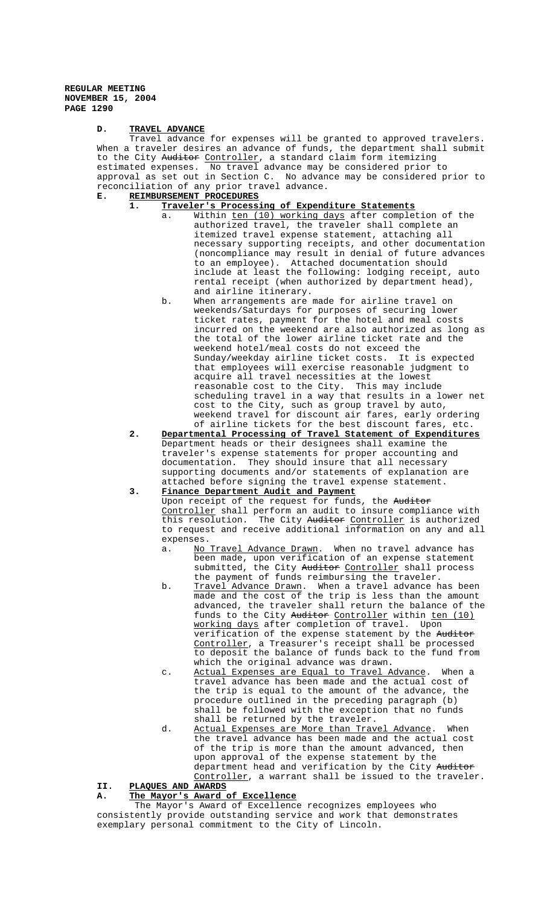**D. TRAVEL ADVANCE**

Travel advance for expenses will be granted to approved travelers. When a traveler desires an advance of funds, the department shall submit to the City ~~Auditor~~ Controller, a standard claim form itemizing estimated expenses. No travel advance may be considered prior to approval as set out in Section C. No advance may be considered prior to reconciliation of any prior travel advance.

**E. REIMBURSEMENT PROCEDURES**

**1. Traveler's Processing of Expenditure Statements**

a. Within ten (10) working days after completion of the authorized travel, the traveler shall complete an itemized travel expense statement, attaching all necessary supporting receipts, and other documentation (noncompliance may result in denial of future advances to an employee). Attached documentation should include at least the following: lodging receipt, auto rental receipt (when authorized by department head), and airline itinerary.

b. When arrangements are made for airline travel on weekends/Saturdays for purposes of securing lower ticket rates, payment for the hotel and meal costs incurred on the weekend are also authorized as long as the total of the lower airline ticket rate and the weekend hotel/meal costs do not exceed the Sunday/weekday airline ticket costs. It is expected that employees will exercise reasonable judgment to acquire all travel necessities at the lowest reasonable cost to the City. This may include scheduling travel in a way that results in a lower net cost to the City, such as group travel by auto, weekend travel for discount air fares, early ordering of airline tickets for the best discount fares, etc.

**2. Departmental Processing of Travel Statement of Expenditures**

Department heads or their designees shall examine the traveler's expense statements for proper accounting and documentation. They should insure that all necessary supporting documents and/or statements of explanation are attached before signing the travel expense statement.

**3. Finance Department Audit and Payment**

Upon receipt of the request for funds, the ~~Auditor~~ Controller shall perform an audit to insure compliance with this resolution. The City ~~Auditor~~ Controller is authorized to request and receive additional information on any and all expenses.

a. No Travel Advance Drawn. When no travel advance has been made, upon verification of an expense statement submitted, the City ~~Auditor~~ Controller shall process the payment of funds reimbursing the traveler.

b. Travel Advance Drawn. When a travel advance has been made and the cost of the trip is less than the amount advanced, the traveler shall return the balance of the funds to the City ~~Auditor~~ Controller within ten (10) working days after completion of travel. Upon verification of the expense statement by the ~~Auditor~~ Controller, a Treasurer's receipt shall be processed to deposit the balance of funds back to the fund from which the original advance was drawn.

c. Actual Expenses are Equal to Travel Advance. When a travel advance has been made and the actual cost of the trip is equal to the amount of the advance, the procedure outlined in the preceding paragraph (b) shall be followed with the exception that no funds shall be returned by the traveler.

d. Actual Expenses are More than Travel Advance. When the travel advance has been made and the actual cost of the trip is more than the amount advanced, then upon approval of the expense statement by the department head and verification by the City ~~Auditor~~ Controller, a warrant shall be issued to the traveler.

**II. PLAQUES AND AWARDS**

**A. The Mayor's Award of Excellence**

The Mayor's Award of Excellence recognizes employees who consistently provide outstanding service and work that demonstrates exemplary personal commitment to the City of Lincoln.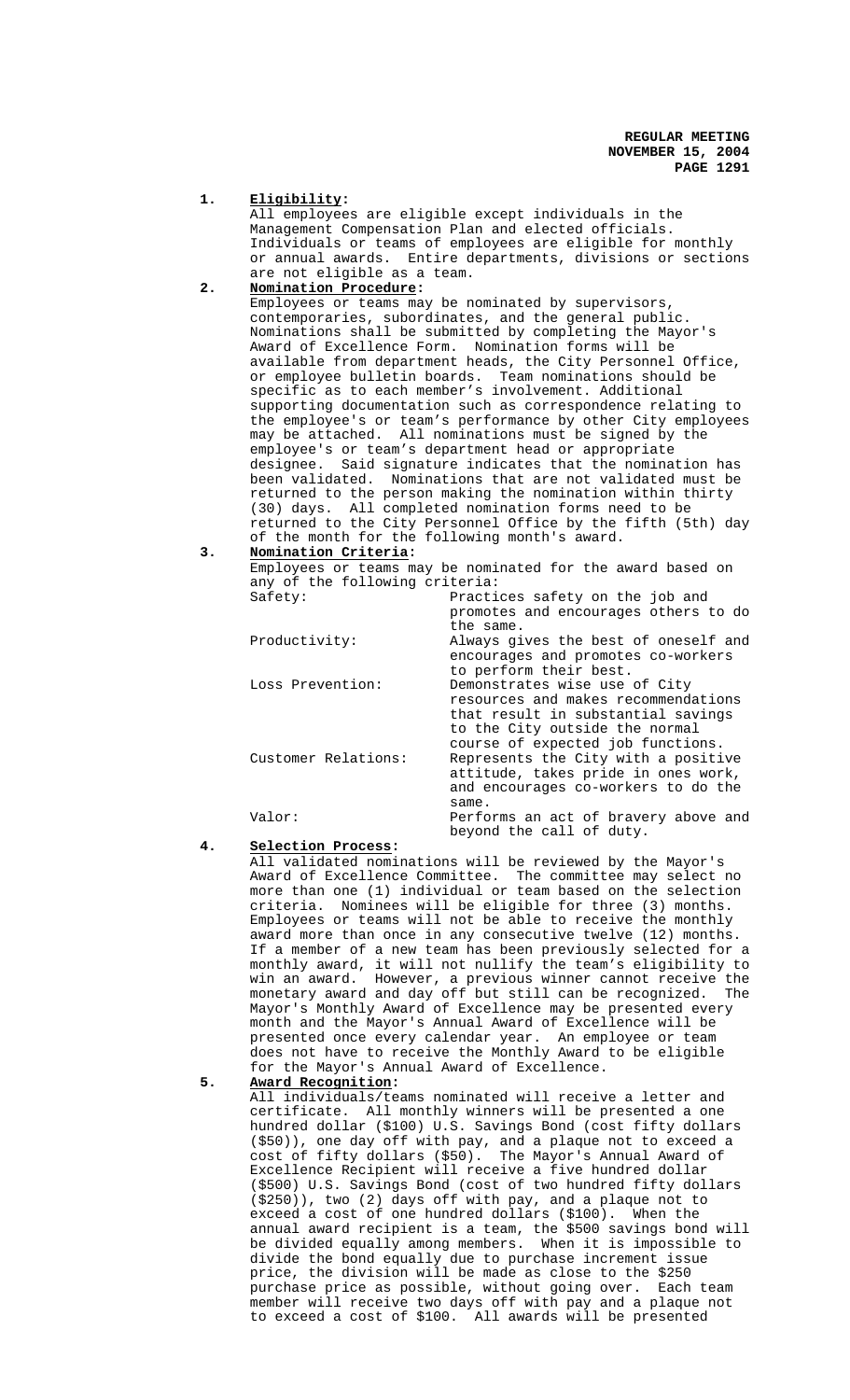1. **Eligibility:**
   All employees are eligible except individuals in the Management Compensation Plan and elected officials. Individuals or teams of employees are eligible for monthly or annual awards. Entire departments, divisions or sections are not eligible as a team.

2. **Nomination Procedure:**
   Employees or teams may be nominated by supervisors, contemporaries, subordinates, and the general public. Nominations shall be submitted by completing the Mayor's Award of Excellence Form. Nomination forms will be available from department heads, the City Personnel Office, or employee bulletin boards. Team nominations should be specific as to each member's involvement. Additional supporting documentation such as correspondence relating to the employee's or team's performance by other City employees may be attached. All nominations must be signed by the employee's or team's department head or appropriate designee. Said signature indicates that the nomination has been validated. Nominations that are not validated must be returned to the person making the nomination within thirty (30) days. All completed nomination forms need to be returned to the City Personnel Office by the fifth (5th) day of the month for the following month's award.

3. **Nomination Criteria:**
   Employees or teams may be nominated for the award based on any of the following criteria:

| | |
|---|---|
| Safety: | Practices safety on the job and promotes and encourages others to do the same. |
| Productivity: | Always gives the best of oneself and encourages and promotes co-workers to perform their best. |
| Loss Prevention: | Demonstrates wise use of City resources and makes recommendations that result in substantial savings to the City outside the normal course of expected job functions. |
| Customer Relations: | Represents the City with a positive attitude, takes pride in ones work, and encourages co-workers to do the same. |
| Valor: | Performs an act of bravery above and beyond the call of duty. |

4. **Selection Process:**
   All validated nominations will be reviewed by the Mayor's Award of Excellence Committee. The committee may select no more than one (1) individual or team based on the selection criteria. Nominees will be eligible for three (3) months. Employees or teams will not be able to receive the monthly award more than once in any consecutive twelve (12) months. If a member of a new team has been previously selected for a monthly award, it will not nullify the team's eligibility to win an award. However, a previous winner cannot receive the monetary award and day off but still can be recognized. The Mayor's Monthly Award of Excellence may be presented every month and the Mayor's Annual Award of Excellence will be presented once every calendar year. An employee or team does not have to receive the Monthly Award to be eligible for the Mayor's Annual Award of Excellence.

5. **Award Recognition:**
   All individuals/teams nominated will receive a letter and certificate. All monthly winners will be presented a one hundred dollar ($100) U.S. Savings Bond (cost fifty dollars ($50)), one day off with pay, and a plaque not to exceed a cost of fifty dollars ($50). The Mayor's Annual Award of Excellence Recipient will receive a five hundred dollar ($500) U.S. Savings Bond (cost of two hundred fifty dollars ($250)), two (2) days off with pay, and a plaque not to exceed a cost of one hundred dollars ($100). When the annual award recipient is a team, the $500 savings bond will be divided equally among members. When it is impossible to divide the bond equally due to purchase increment issue price, the division will be made as close to the $250 purchase price as possible, without going over. Each team member will receive two days off with pay and a plaque not to exceed a cost of $100. All awards will be presented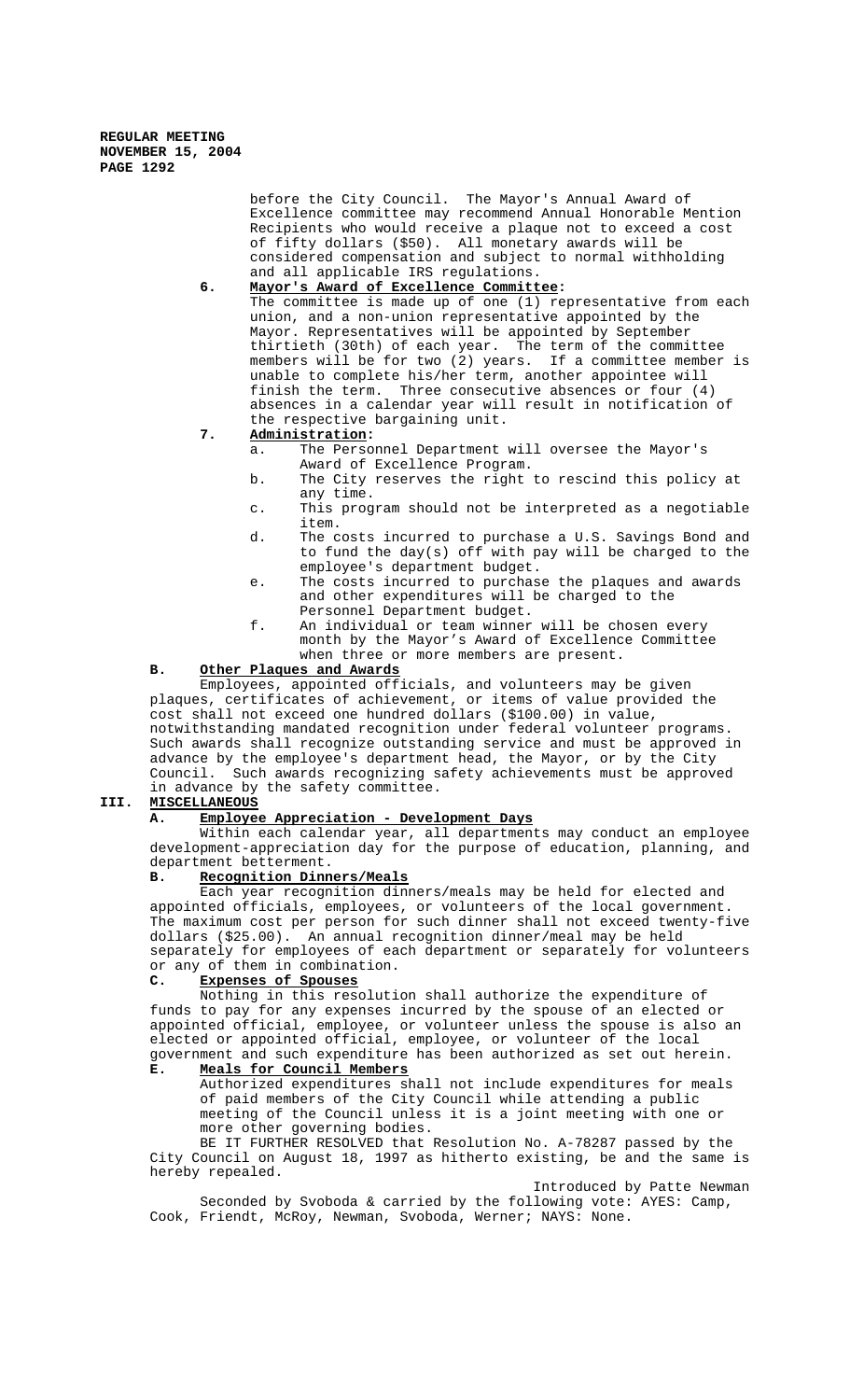before the City Council. The Mayor's Annual Award of Excellence committee may recommend Annual Honorable Mention Recipients who would receive a plaque not to exceed a cost of fifty dollars ($50). All monetary awards will be considered compensation and subject to normal withholding and all applicable IRS regulations.

**6. Mayor's Award of Excellence Committee:**

The committee is made up of one (1) representative from each union, and a non-union representative appointed by the Mayor. Representatives will be appointed by September thirtieth (30th) of each year. The term of the committee members will be for two (2) years. If a committee member is unable to complete his/her term, another appointee will finish the term. Three consecutive absences or four (4) absences in a calendar year will result in notification of the respective bargaining unit.

**7. Administration:**

a. The Personnel Department will oversee the Mayor's Award of Excellence Program.

b. The City reserves the right to rescind this policy at any time.

c. This program should not be interpreted as a negotiable item.

d. The costs incurred to purchase a U.S. Savings Bond and to fund the day(s) off with pay will be charged to the employee's department budget.

e. The costs incurred to purchase the plaques and awards and other expenditures will be charged to the Personnel Department budget.

f. An individual or team winner will be chosen every month by the Mayor's Award of Excellence Committee when three or more members are present.

**B. Other Plaques and Awards**

Employees, appointed officials, and volunteers may be given plaques, certificates of achievement, or items of value provided the cost shall not exceed one hundred dollars ($100.00) in value, notwithstanding mandated recognition under federal volunteer programs. Such awards shall recognize outstanding service and must be approved in advance by the employee's department head, the Mayor, or by the City Council. Such awards recognizing safety achievements must be approved in advance by the safety committee.

**III. MISCELLANEOUS**

**A. Employee Appreciation - Development Days**

Within each calendar year, all departments may conduct an employee development-appreciation day for the purpose of education, planning, and department betterment.

**B. Recognition Dinners/Meals**

Each year recognition dinners/meals may be held for elected and appointed officials, employees, or volunteers of the local government. The maximum cost per person for such dinner shall not exceed twenty-five dollars ($25.00). An annual recognition dinner/meal may be held separately for employees of each department or separately for volunteers or any of them in combination.

**C. Expenses of Spouses**

Nothing in this resolution shall authorize the expenditure of funds to pay for any expenses incurred by the spouse of an elected or appointed official, employee, or volunteer unless the spouse is also an elected or appointed official, employee, or volunteer of the local government and such expenditure has been authorized as set out herein.

**E. Meals for Council Members**

Authorized expenditures shall not include expenditures for meals of paid members of the City Council while attending a public meeting of the Council unless it is a joint meeting with one or more other governing bodies.

BE IT FURTHER RESOLVED that Resolution No. A-78287 passed by the City Council on August 18, 1997 as hitherto existing, be and the same is hereby repealed.

Introduced by Patte Newman

Seconded by Svoboda & carried by the following vote: AYES: Camp, Cook, Friendt, McRoy, Newman, Svoboda, Werner; NAYS: None.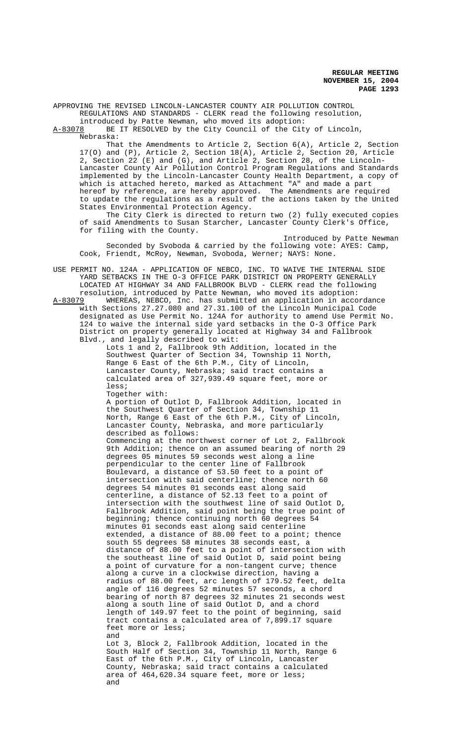APPROVING THE REVISED LINCOLN-LANCASTER COUNTY AIR POLLUTION CONTROL REGULATIONS AND STANDARDS - CLERK read the following resolution, introduced by Patte Newman, who moved its adoption:

A-83078 BE IT RESOLVED by the City Council of the City of Lincoln, Nebraska:

That the Amendments to Article 2, Section 6(A), Article 2, Section 17(O) and (P), Article 2, Section 18(A), Article 2, Section 20, Article 2, Section 22 (E) and (G), and Article 2, Section 28, of the Lincoln-Lancaster County Air Pollution Control Program Regulations and Standards implemented by the Lincoln-Lancaster County Health Department, a copy of which is attached hereto, marked as Attachment "A" and made a part hereof by reference, are hereby approved. The Amendments are required to update the regulations as a result of the actions taken by the United States Environmental Protection Agency.

The City Clerk is directed to return two (2) fully executed copies of said Amendments to Susan Starcher, Lancaster County Clerk's Office, for filing with the County.

Introduced by Patte Newman

Seconded by Svoboda & carried by the following vote: AYES: Camp, Cook, Friendt, McRoy, Newman, Svoboda, Werner; NAYS: None.

USE PERMIT NO. 124A - APPLICATION OF NEBCO, INC. TO WAIVE THE INTERNAL SIDE YARD SETBACKS IN THE O-3 OFFICE PARK DISTRICT ON PROPERTY GENERALLY LOCATED AT HIGHWAY 34 AND FALLBROOK BLVD - CLERK read the following resolution, introduced by Patte Newman, who moved its adoption:

A-83079 WHEREAS, NEBCO, Inc. has submitted an application in accordance with Sections 27.27.080 and 27.31.100 of the Lincoln Municipal Code designated as Use Permit No. 124A for authority to amend Use Permit No. 124 to waive the internal side yard setbacks in the O-3 Office Park District on property generally located at Highway 34 and Fallbrook Blvd., and legally described to wit:

> Lots 1 and 2, Fallbrook 9th Addition, located in the Southwest Quarter of Section 34, Township 11 North, Range 6 East of the 6th P.M., City of Lincoln, Lancaster County, Nebraska; said tract contains a calculated area of 327,939.49 square feet, more or less;
>
> Together with:
>
> A portion of Outlot D, Fallbrook Addition, located in the Southwest Quarter of Section 34, Township 11 North, Range 6 East of the 6th P.M., City of Lincoln, Lancaster County, Nebraska, and more particularly described as follows:
>
> Commencing at the northwest corner of Lot 2, Fallbrook 9th Addition; thence on an assumed bearing of north 29 degrees 05 minutes 59 seconds west along a line perpendicular to the center line of Fallbrook Boulevard, a distance of 53.50 feet to a point of intersection with said centerline; thence north 60 degrees 54 minutes 01 seconds east along said centerline, a distance of 52.13 feet to a point of intersection with the southwest line of said Outlot D, Fallbrook Addition, said point being the true point of beginning; thence continuing north 60 degrees 54 minutes 01 seconds east along said centerline extended, a distance of 88.00 feet to a point; thence south 55 degrees 58 minutes 38 seconds east, a distance of 88.00 feet to a point of intersection with the southeast line of said Outlot D, said point being a point of curvature for a non-tangent curve; thence along a curve in a clockwise direction, having a radius of 88.00 feet, arc length of 179.52 feet, delta angle of 116 degrees 52 minutes 57 seconds, a chord bearing of north 87 degrees 32 minutes 21 seconds west along a south line of said Outlot D, and a chord length of 149.97 feet to the point of beginning, said tract contains a calculated area of 7,899.17 square feet more or less;
>
> and
>
> Lot 3, Block 2, Fallbrook Addition, located in the South Half of Section 34, Township 11 North, Range 6 East of the 6th P.M., City of Lincoln, Lancaster County, Nebraska; said tract contains a calculated area of 464,620.34 square feet, more or less;
>
> and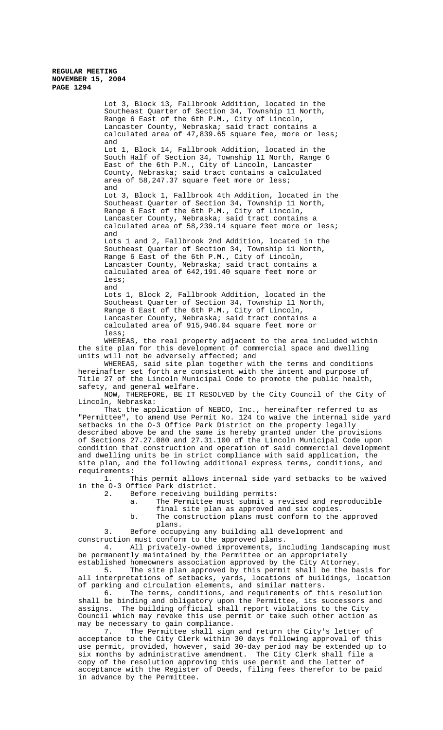Lot 3, Block 13, Fallbrook Addition, located in the Southeast Quarter of Section 34, Township 11 North, Range 6 East of the 6th P.M., City of Lincoln, Lancaster County, Nebraska; said tract contains a calculated area of 47,839.65 square fee, more or less; and

Lot 1, Block 14, Fallbrook Addition, located in the South Half of Section 34, Township 11 North, Range 6 East of the 6th P.M., City of Lincoln, Lancaster County, Nebraska; said tract contains a calculated area of 58,247.37 square feet more or less; and

Lot 3, Block 1, Fallbrook 4th Addition, located in the Southeast Quarter of Section 34, Township 11 North, Range 6 East of the 6th P.M., City of Lincoln, Lancaster County, Nebraska; said tract contains a calculated area of 58,239.14 square feet more or less; and

Lots 1 and 2, Fallbrook 2nd Addition, located in the Southeast Quarter of Section 34, Township 11 North, Range 6 East of the 6th P.M., City of Lincoln, Lancaster County, Nebraska; said tract contains a calculated area of 642,191.40 square feet more or less; and

Lots 1, Block 2, Fallbrook Addition, located in the Southeast Quarter of Section 34, Township 11 North, Range 6 East of the 6th P.M., City of Lincoln, Lancaster County, Nebraska; said tract contains a calculated area of 915,946.04 square feet more or less;

WHEREAS, the real property adjacent to the area included within the site plan for this development of commercial space and dwelling units will not be adversely affected; and

WHEREAS, said site plan together with the terms and conditions hereinafter set forth are consistent with the intent and purpose of Title 27 of the Lincoln Municipal Code to promote the public health, safety, and general welfare.

NOW, THEREFORE, BE IT RESOLVED by the City Council of the City of Lincoln, Nebraska:

That the application of NEBCO, Inc., hereinafter referred to as "Permittee", to amend Use Permit No. 124 to waive the internal side yard setbacks in the O-3 Office Park District on the property legally described above be and the same is hereby granted under the provisions of Sections 27.27.080 and 27.31.100 of the Lincoln Municipal Code upon condition that construction and operation of said commercial development and dwelling units be in strict compliance with said application, the site plan, and the following additional express terms, conditions, and requirements:

1. This permit allows internal side yard setbacks to be waived in the O-3 Office Park district.
2. Before receiving building permits:
   a. The Permittee must submit a revised and reproducible final site plan as approved and six copies.
   b. The construction plans must conform to the approved plans.
3. Before occupying any building all development and construction must conform to the approved plans.
4. All privately-owned improvements, including landscaping must be permanently maintained by the Permittee or an appropriately established homeowners association approved by the City Attorney.
5. The site plan approved by this permit shall be the basis for all interpretations of setbacks, yards, locations of buildings, location of parking and circulation elements, and similar matters.
6. The terms, conditions, and requirements of this resolution shall be binding and obligatory upon the Permittee, its successors and assigns. The building official shall report violations to the City Council which may revoke this use permit or take such other action as may be necessary to gain compliance.
7. The Permittee shall sign and return the City's letter of acceptance to the City Clerk within 30 days following approval of this use permit, provided, however, said 30-day period may be extended up to six months by administrative amendment. The City Clerk shall file a copy of the resolution approving this use permit and the letter of acceptance with the Register of Deeds, filing fees therefor to be paid in advance by the Permittee.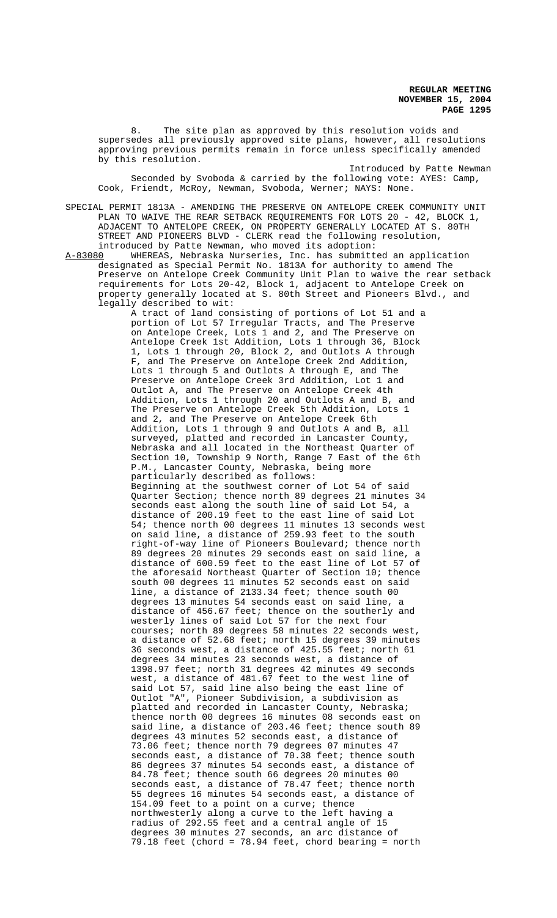8. The site plan as approved by this resolution voids and supersedes all previously approved site plans, however, all resolutions approving previous permits remain in force unless specifically amended by this resolution.

Introduced by Patte Newman

Seconded by Svoboda & carried by the following vote: AYES: Camp, Cook, Friendt, McRoy, Newman, Svoboda, Werner; NAYS: None.

SPECIAL PERMIT 1813A - AMENDING THE PRESERVE ON ANTELOPE CREEK COMMUNITY UNIT PLAN TO WAIVE THE REAR SETBACK REQUIREMENTS FOR LOTS 20 - 42, BLOCK 1, ADJACENT TO ANTELOPE CREEK, ON PROPERTY GENERALLY LOCATED AT S. 80TH STREET AND PIONEERS BLVD - CLERK read the following resolution, introduced by Patte Newman, who moved its adoption:

A-83080 WHEREAS, Nebraska Nurseries, Inc. has submitted an application designated as Special Permit No. 1813A for authority to amend The Preserve on Antelope Creek Community Unit Plan to waive the rear setback requirements for Lots 20-42, Block 1, adjacent to Antelope Creek on property generally located at S. 80th Street and Pioneers Blvd., and legally described to wit:

A tract of land consisting of portions of Lot 51 and a portion of Lot 57 Irregular Tracts, and The Preserve on Antelope Creek, Lots 1 and 2, and The Preserve on Antelope Creek 1st Addition, Lots 1 through 36, Block 1, Lots 1 through 20, Block 2, and Outlots A through F, and The Preserve on Antelope Creek 2nd Addition, Lots 1 through 5 and Outlots A through E, and The Preserve on Antelope Creek 3rd Addition, Lot 1 and Outlot A, and The Preserve on Antelope Creek 4th Addition, Lots 1 through 20 and Outlots A and B, and The Preserve on Antelope Creek 5th Addition, Lots 1 and 2, and The Preserve on Antelope Creek 6th Addition, Lots 1 through 9 and Outlots A and B, all surveyed, platted and recorded in Lancaster County, Nebraska and all located in the Northeast Quarter of Section 10, Township 9 North, Range 7 East of the 6th P.M., Lancaster County, Nebraska, being more particularly described as follows:

Beginning at the southwest corner of Lot 54 of said Quarter Section; thence north 89 degrees 21 minutes 34 seconds east along the south line of said Lot 54, a distance of 200.19 feet to the east line of said Lot 54; thence north 00 degrees 11 minutes 13 seconds west on said line, a distance of 259.93 feet to the south right-of-way line of Pioneers Boulevard; thence north 89 degrees 20 minutes 29 seconds east on said line, a distance of 600.59 feet to the east line of Lot 57 of the aforesaid Northeast Quarter of Section 10; thence south 00 degrees 11 minutes 52 seconds east on said line, a distance of 2133.34 feet; thence south 00 degrees 13 minutes 54 seconds east on said line, a distance of 456.67 feet; thence on the southerly and westerly lines of said Lot 57 for the next four courses; north 89 degrees 58 minutes 22 seconds west, a distance of 52.68 feet; north 15 degrees 39 minutes 36 seconds west, a distance of 425.55 feet; north 61 degrees 34 minutes 23 seconds west, a distance of 1398.97 feet; north 31 degrees 42 minutes 49 seconds west, a distance of 481.67 feet to the west line of said Lot 57, said line also being the east line of Outlot "A", Pioneer Subdivision, a subdivision as platted and recorded in Lancaster County, Nebraska; thence north 00 degrees 16 minutes 08 seconds east on said line, a distance of 203.46 feet; thence south 89 degrees 43 minutes 52 seconds east, a distance of 73.06 feet; thence north 79 degrees 07 minutes 47 seconds east, a distance of 70.38 feet; thence south 86 degrees 37 minutes 54 seconds east, a distance of 84.78 feet; thence south 66 degrees 20 minutes 00 seconds east, a distance of 78.47 feet; thence north 55 degrees 16 minutes 54 seconds east, a distance of 154.09 feet to a point on a curve; thence northwesterly along a curve to the left having a radius of 292.55 feet and a central angle of 15 degrees 30 minutes 27 seconds, an arc distance of 79.18 feet (chord = 78.94 feet, chord bearing = north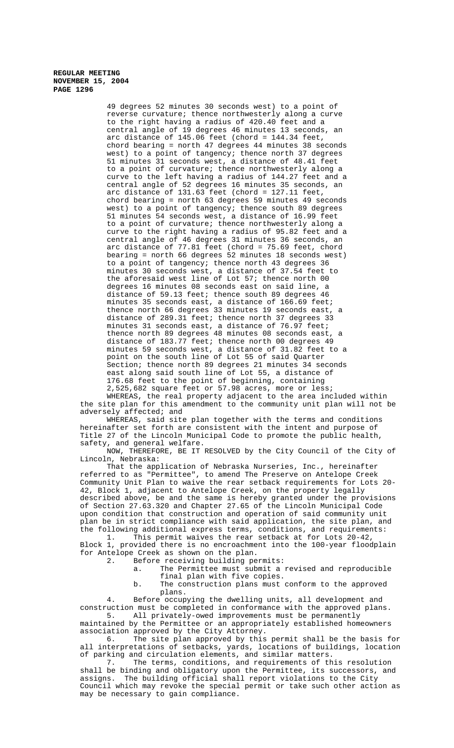49 degrees 52 minutes 30 seconds west) to a point of reverse curvature; thence northwesterly along a curve to the right having a radius of 420.40 feet and a central angle of 19 degrees 46 minutes 13 seconds, an arc distance of 145.06 feet (chord = 144.34 feet, chord bearing = north 47 degrees 44 minutes 38 seconds west) to a point of tangency; thence north 37 degrees 51 minutes 31 seconds west, a distance of 48.41 feet to a point of curvature; thence northwesterly along a curve to the left having a radius of 144.27 feet and a central angle of 52 degrees 16 minutes 35 seconds, an arc distance of 131.63 feet (chord = 127.11 feet, chord bearing = north 63 degrees 59 minutes 49 seconds west) to a point of tangency; thence south 89 degrees 51 minutes 54 seconds west, a distance of 16.99 feet to a point of curvature; thence northwesterly along a curve to the right having a radius of 95.82 feet and a central angle of 46 degrees 31 minutes 36 seconds, an arc distance of 77.81 feet (chord = 75.69 feet, chord bearing = north 66 degrees 52 minutes 18 seconds west) to a point of tangency; thence north 43 degrees 36 minutes 30 seconds west, a distance of 37.54 feet to the aforesaid west line of Lot 57; thence north 00 degrees 16 minutes 08 seconds east on said line, a distance of 59.13 feet; thence south 89 degrees 46 minutes 35 seconds east, a distance of 166.69 feet; thence north 66 degrees 33 minutes 19 seconds east, a distance of 289.31 feet; thence north 37 degrees 33 minutes 31 seconds east, a distance of 76.97 feet; thence north 89 degrees 48 minutes 08 seconds east, a distance of 183.77 feet; thence north 00 degrees 49 minutes 59 seconds west, a distance of 31.82 feet to a point on the south line of Lot 55 of said Quarter Section; thence north 89 degrees 21 minutes 34 seconds east along said south line of Lot 55, a distance of 176.68 feet to the point of beginning, containing 2,525,682 square feet or 57.98 acres, more or less;

WHEREAS, the real property adjacent to the area included within the site plan for this amendment to the community unit plan will not be adversely affected; and

WHEREAS, said site plan together with the terms and conditions hereinafter set forth are consistent with the intent and purpose of Title 27 of the Lincoln Municipal Code to promote the public health, safety, and general welfare.

NOW, THEREFORE, BE IT RESOLVED by the City Council of the City of Lincoln, Nebraska:

That the application of Nebraska Nurseries, Inc., hereinafter referred to as "Permittee", to amend The Preserve on Antelope Creek Community Unit Plan to waive the rear setback requirements for Lots 20-42, Block 1, adjacent to Antelope Creek, on the property legally described above, be and the same is hereby granted under the provisions of Section 27.63.320 and Chapter 27.65 of the Lincoln Municipal Code upon condition that construction and operation of said community unit plan be in strict compliance with said application, the site plan, and the following additional express terms, conditions, and requirements:

1. This permit waives the rear setback at for Lots 20-42, Block 1, provided there is no encroachment into the 100-year floodplain for Antelope Creek as shown on the plan.
2. Before receiving building permits:
   a. The Permittee must submit a revised and reproducible final plan with five copies.
   b. The construction plans must conform to the approved plans.
4. Before occupying the dwelling units, all development and construction must be completed in conformance with the approved plans.
5. All privately-owed improvements must be permanently maintained by the Permittee or an appropriately established homeowners association approved by the City Attorney.
6. The site plan approved by this permit shall be the basis for all interpretations of setbacks, yards, locations of buildings, location of parking and circulation elements, and similar matters.
7. The terms, conditions, and requirements of this resolution shall be binding and obligatory upon the Permittee, its successors, and assigns. The building official shall report violations to the City Council which may revoke the special permit or take such other action as may be necessary to gain compliance.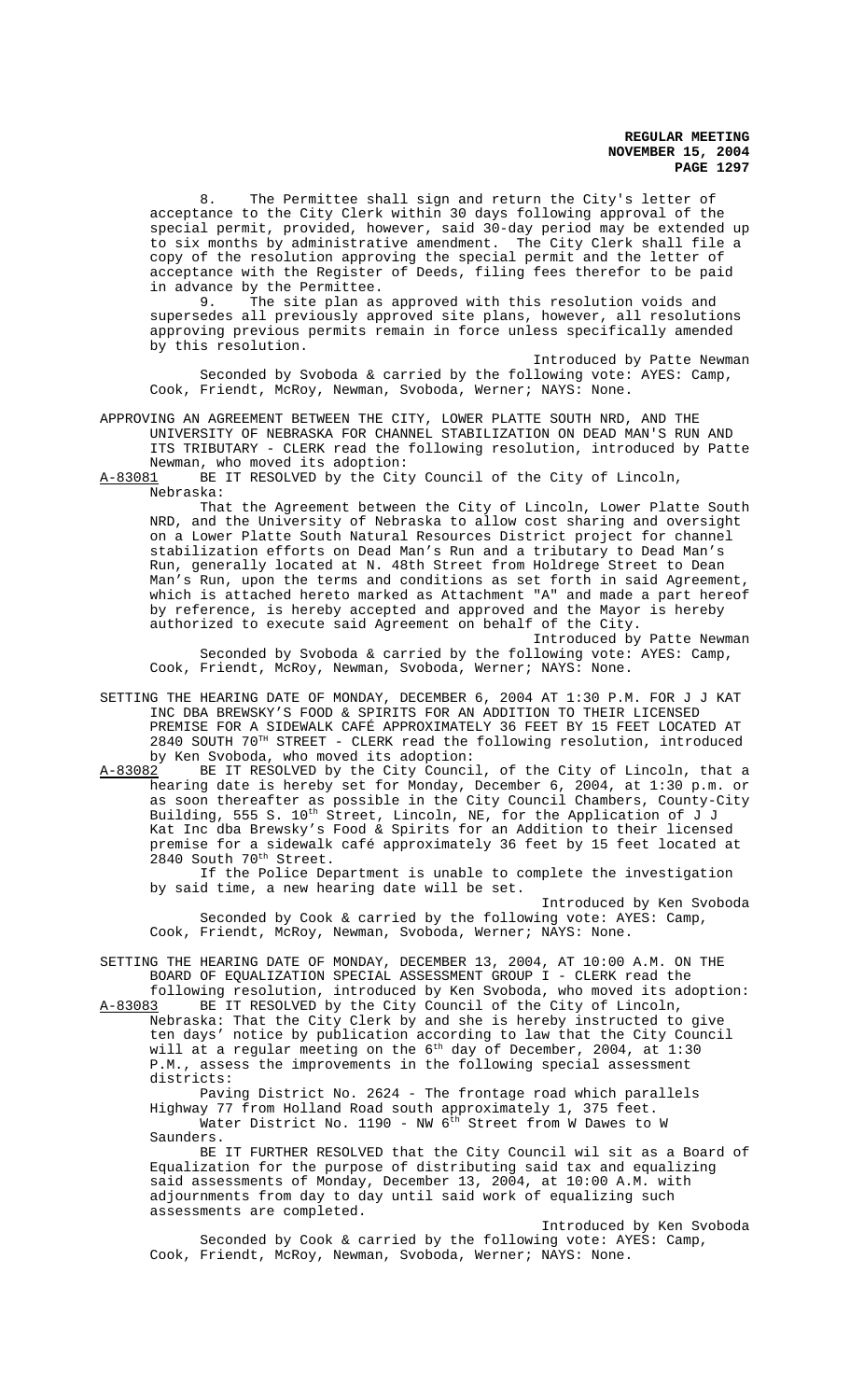8. The Permittee shall sign and return the City's letter of acceptance to the City Clerk within 30 days following approval of the special permit, provided, however, said 30-day period may be extended up to six months by administrative amendment. The City Clerk shall file a copy of the resolution approving the special permit and the letter of acceptance with the Register of Deeds, filing fees therefor to be paid in advance by the Permittee.

9. The site plan as approved with this resolution voids and supersedes all previously approved site plans, however, all resolutions approving previous permits remain in force unless specifically amended by this resolution.

Introduced by Patte Newman

Seconded by Svoboda & carried by the following vote: AYES: Camp, Cook, Friendt, McRoy, Newman, Svoboda, Werner; NAYS: None.

APPROVING AN AGREEMENT BETWEEN THE CITY, LOWER PLATTE SOUTH NRD, AND THE UNIVERSITY OF NEBRASKA FOR CHANNEL STABILIZATION ON DEAD MAN'S RUN AND ITS TRIBUTARY - CLERK read the following resolution, introduced by Patte Newman, who moved its adoption:

A-83081 BE IT RESOLVED by the City Council of the City of Lincoln, Nebraska:

That the Agreement between the City of Lincoln, Lower Platte South NRD, and the University of Nebraska to allow cost sharing and oversight on a Lower Platte South Natural Resources District project for channel stabilization efforts on Dead Man's Run and a tributary to Dead Man's Run, generally located at N. 48th Street from Holdrege Street to Dean Man's Run, upon the terms and conditions as set forth in said Agreement, which is attached hereto marked as Attachment "A" and made a part hereof by reference, is hereby accepted and approved and the Mayor is hereby authorized to execute said Agreement on behalf of the City.

Introduced by Patte Newman

Seconded by Svoboda & carried by the following vote: AYES: Camp, Cook, Friendt, McRoy, Newman, Svoboda, Werner; NAYS: None.

SETTING THE HEARING DATE OF MONDAY, DECEMBER 6, 2004 AT 1:30 P.M. FOR J J KAT INC DBA BREWSKY'S FOOD & SPIRITS FOR AN ADDITION TO THEIR LICENSED PREMISE FOR A SIDEWALK CAFÉ APPROXIMATELY 36 FEET BY 15 FEET LOCATED AT 2840 SOUTH 70TH STREET - CLERK read the following resolution, introduced by Ken Svoboda, who moved its adoption:

A-83082 BE IT RESOLVED by the City Council, of the City of Lincoln, that a hearing date is hereby set for Monday, December 6, 2004, at 1:30 p.m. or as soon thereafter as possible in the City Council Chambers, County-City Building, 555 S. 10th Street, Lincoln, NE, for the Application of J J Kat Inc dba Brewsky's Food & Spirits for an Addition to their licensed premise for a sidewalk café approximately 36 feet by 15 feet located at 2840 South 70th Street.

If the Police Department is unable to complete the investigation by said time, a new hearing date will be set.

Introduced by Ken Svoboda

Seconded by Cook & carried by the following vote: AYES: Camp, Cook, Friendt, McRoy, Newman, Svoboda, Werner; NAYS: None.

SETTING THE HEARING DATE OF MONDAY, DECEMBER 13, 2004, AT 10:00 A.M. ON THE BOARD OF EQUALIZATION SPECIAL ASSESSMENT GROUP I - CLERK read the following resolution, introduced by Ken Svoboda, who moved its adoption:

A-83083 BE IT RESOLVED by the City Council of the City of Lincoln, Nebraska: That the City Clerk by and she is hereby instructed to give ten days' notice by publication according to law that the City Council will at a regular meeting on the 6th day of December, 2004, at 1:30 P.M., assess the improvements in the following special assessment districts:

Paving District No. 2624 - The frontage road which parallels Highway 77 from Holland Road south approximately 1, 375 feet.

Water District No. 1190 - NW 6th Street from W Dawes to W Saunders.

BE IT FURTHER RESOLVED that the City Council wil sit as a Board of Equalization for the purpose of distributing said tax and equalizing said assessments of Monday, December 13, 2004, at 10:00 A.M. with adjournments from day to day until said work of equalizing such assessments are completed.

Introduced by Ken Svoboda

Seconded by Cook & carried by the following vote: AYES: Camp, Cook, Friendt, McRoy, Newman, Svoboda, Werner; NAYS: None.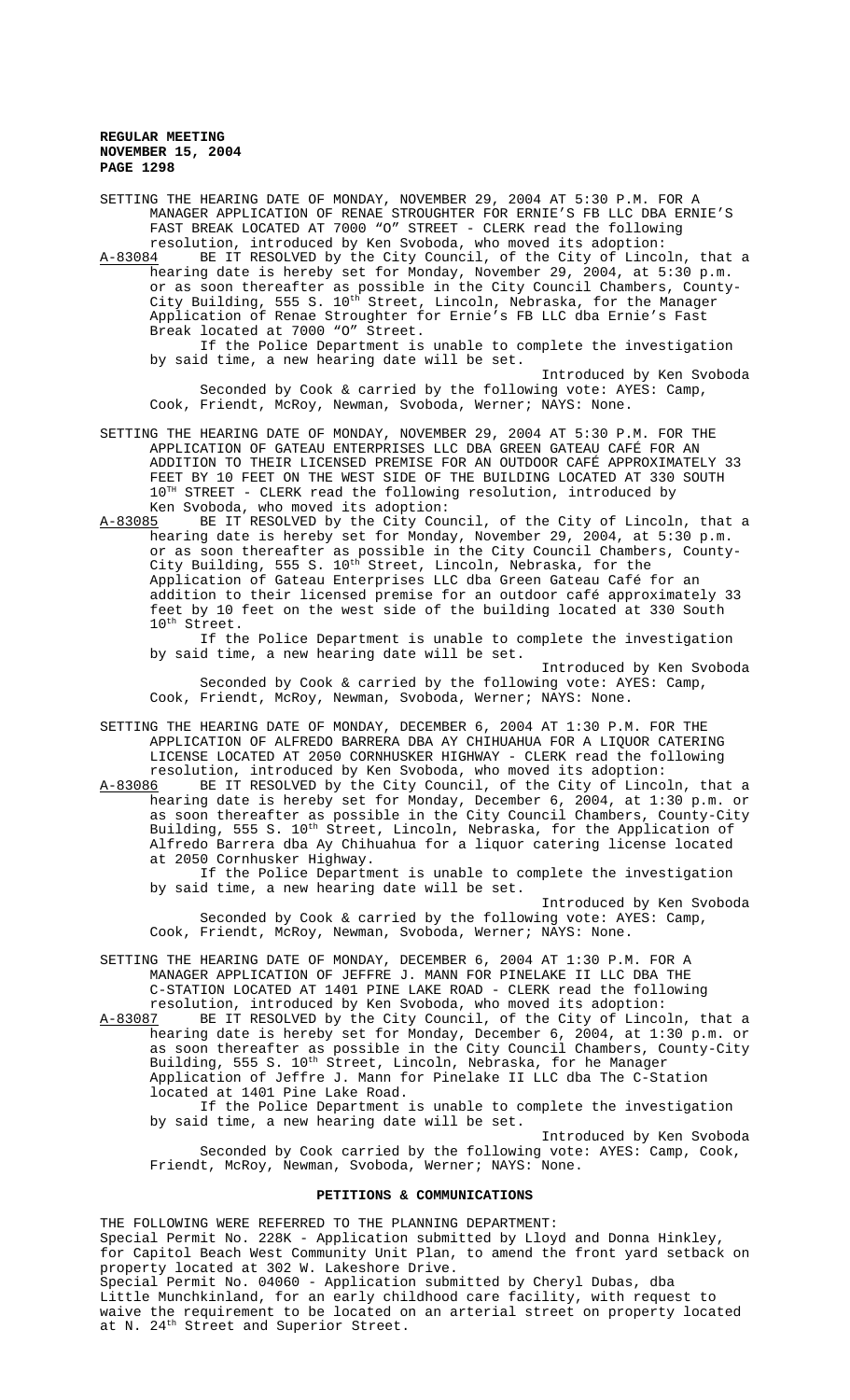SETTING THE HEARING DATE OF MONDAY, NOVEMBER 29, 2004 AT 5:30 P.M. FOR A MANAGER APPLICATION OF RENAE STROUGHTER FOR ERNIE'S FB LLC DBA ERNIE'S FAST BREAK LOCATED AT 7000 "O" STREET - CLERK read the following resolution, introduced by Ken Svoboda, who moved its adoption:

A-83084 BE IT RESOLVED by the City Council, of the City of Lincoln, that a hearing date is hereby set for Monday, November 29, 2004, at 5:30 p.m. or as soon thereafter as possible in the City Council Chambers, County-City Building, 555 S. 10th Street, Lincoln, Nebraska, for the Manager Application of Renae Stroughter for Ernie's FB LLC dba Ernie's Fast Break located at 7000 "O" Street.

If the Police Department is unable to complete the investigation by said time, a new hearing date will be set.

Introduced by Ken Svoboda

Seconded by Cook & carried by the following vote: AYES: Camp, Cook, Friendt, McRoy, Newman, Svoboda, Werner; NAYS: None.

SETTING THE HEARING DATE OF MONDAY, NOVEMBER 29, 2004 AT 5:30 P.M. FOR THE APPLICATION OF GATEAU ENTERPRISES LLC DBA GREEN GATEAU CAFÉ FOR AN ADDITION TO THEIR LICENSED PREMISE FOR AN OUTDOOR CAFÉ APPROXIMATELY 33 FEET BY 10 FEET ON THE WEST SIDE OF THE BUILDING LOCATED AT 330 SOUTH 10TH STREET - CLERK read the following resolution, introduced by Ken Svoboda, who moved its adoption:

A-83085 BE IT RESOLVED by the City Council, of the City of Lincoln, that a hearing date is hereby set for Monday, November 29, 2004, at 5:30 p.m. or as soon thereafter as possible in the City Council Chambers, County-City Building, 555 S. 10th Street, Lincoln, Nebraska, for the Application of Gateau Enterprises LLC dba Green Gateau Café for an addition to their licensed premise for an outdoor café approximately 33 feet by 10 feet on the west side of the building located at 330 South 10th Street.

If the Police Department is unable to complete the investigation by said time, a new hearing date will be set.

Introduced by Ken Svoboda

Seconded by Cook & carried by the following vote: AYES: Camp, Cook, Friendt, McRoy, Newman, Svoboda, Werner; NAYS: None.

SETTING THE HEARING DATE OF MONDAY, DECEMBER 6, 2004 AT 1:30 P.M. FOR THE APPLICATION OF ALFREDO BARRERA DBA AY CHIHUAHUA FOR A LIQUOR CATERING LICENSE LOCATED AT 2050 CORNHUSKER HIGHWAY - CLERK read the following resolution, introduced by Ken Svoboda, who moved its adoption:

A-83086 BE IT RESOLVED by the City Council, of the City of Lincoln, that a hearing date is hereby set for Monday, December 6, 2004, at 1:30 p.m. or as soon thereafter as possible in the City Council Chambers, County-City Building, 555 S. 10th Street, Lincoln, Nebraska, for the Application of Alfredo Barrera dba Ay Chihuahua for a liquor catering license located at 2050 Cornhusker Highway.

If the Police Department is unable to complete the investigation by said time, a new hearing date will be set.

Introduced by Ken Svoboda

Seconded by Cook & carried by the following vote: AYES: Camp, Cook, Friendt, McRoy, Newman, Svoboda, Werner; NAYS: None.

SETTING THE HEARING DATE OF MONDAY, DECEMBER 6, 2004 AT 1:30 P.M. FOR A MANAGER APPLICATION OF JEFFRE J. MANN FOR PINELAKE II LLC DBA THE C-STATION LOCATED AT 1401 PINE LAKE ROAD - CLERK read the following resolution, introduced by Ken Svoboda, who moved its adoption:

A-83087 BE IT RESOLVED by the City Council, of the City of Lincoln, that a hearing date is hereby set for Monday, December 6, 2004, at 1:30 p.m. or as soon thereafter as possible in the City Council Chambers, County-City Building, 555 S. 10th Street, Lincoln, Nebraska, for he Manager Application of Jeffre J. Mann for Pinelake II LLC dba The C-Station located at 1401 Pine Lake Road.

If the Police Department is unable to complete the investigation by said time, a new hearing date will be set.

Introduced by Ken Svoboda

Seconded by Cook carried by the following vote: AYES: Camp, Cook, Friendt, McRoy, Newman, Svoboda, Werner; NAYS: None.

## PETITIONS & COMMUNICATIONS

THE FOLLOWING WERE REFERRED TO THE PLANNING DEPARTMENT:

Special Permit No. 228K - Application submitted by Lloyd and Donna Hinkley, for Capitol Beach West Community Unit Plan, to amend the front yard setback on property located at 302 W. Lakeshore Drive.

Special Permit No. 04060 - Application submitted by Cheryl Dubas, dba Little Munchkinland, for an early childhood care facility, with request to waive the requirement to be located on an arterial street on property located at N. 24th Street and Superior Street.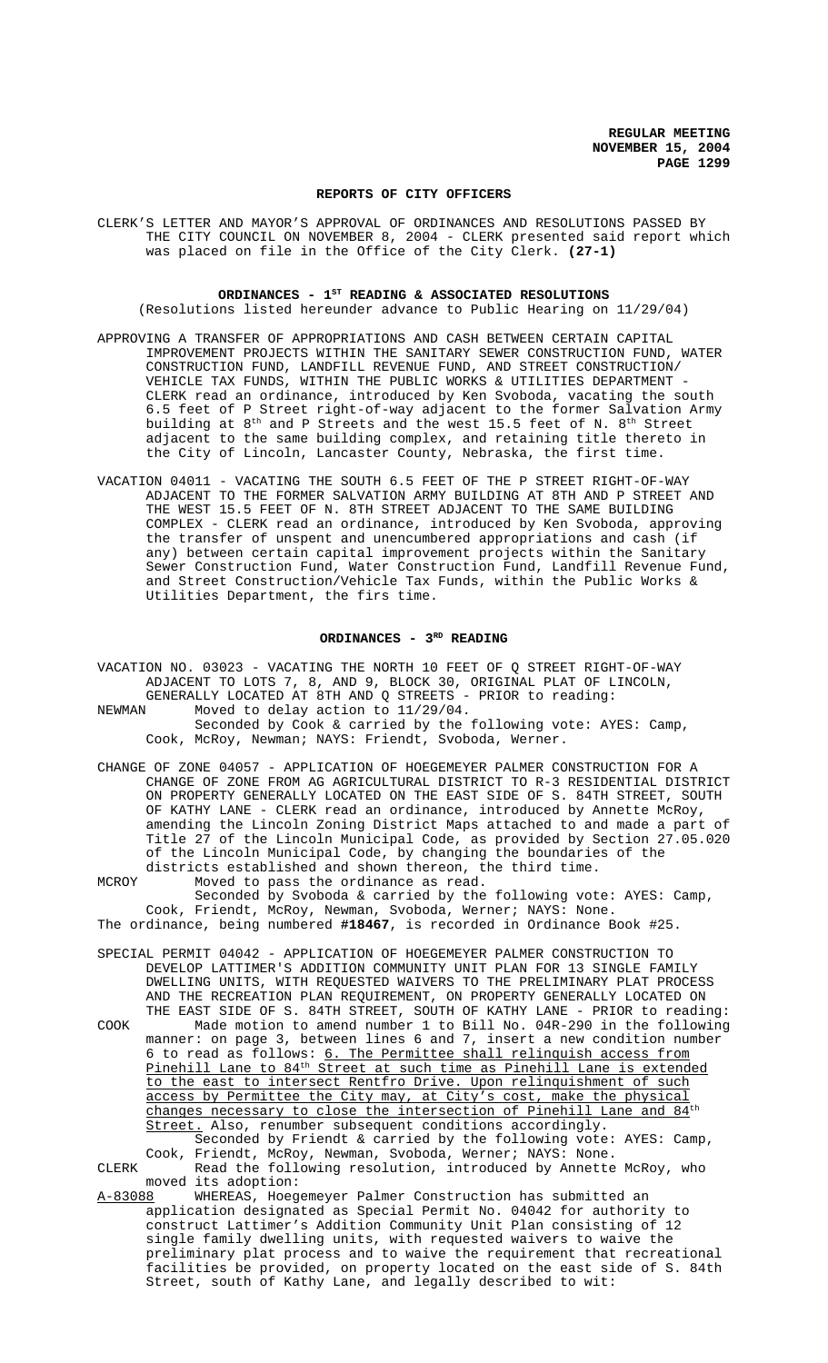### REPORTS OF CITY OFFICERS

CLERK'S LETTER AND MAYOR'S APPROVAL OF ORDINANCES AND RESOLUTIONS PASSED BY THE CITY COUNCIL ON NOVEMBER 8, 2004 - CLERK presented said report which was placed on file in the Office of the City Clerk. **(27-1)**

### ORDINANCES - 1ST READING & ASSOCIATED RESOLUTIONS

(Resolutions listed hereunder advance to Public Hearing on 11/29/04)

APPROVING A TRANSFER OF APPROPRIATIONS AND CASH BETWEEN CERTAIN CAPITAL IMPROVEMENT PROJECTS WITHIN THE SANITARY SEWER CONSTRUCTION FUND, WATER CONSTRUCTION FUND, LANDFILL REVENUE FUND, AND STREET CONSTRUCTION/ VEHICLE TAX FUNDS, WITHIN THE PUBLIC WORKS & UTILITIES DEPARTMENT - CLERK read an ordinance, introduced by Ken Svoboda, vacating the south 6.5 feet of P Street right-of-way adjacent to the former Salvation Army building at 8th and P Streets and the west 15.5 feet of N. 8th Street adjacent to the same building complex, and retaining title thereto in the City of Lincoln, Lancaster County, Nebraska, the first time.

VACATION 04011 - VACATING THE SOUTH 6.5 FEET OF THE P STREET RIGHT-OF-WAY ADJACENT TO THE FORMER SALVATION ARMY BUILDING AT 8TH AND P STREET AND THE WEST 15.5 FEET OF N. 8TH STREET ADJACENT TO THE SAME BUILDING COMPLEX - CLERK read an ordinance, introduced by Ken Svoboda, approving the transfer of unspent and unencumbered appropriations and cash (if any) between certain capital improvement projects within the Sanitary Sewer Construction Fund, Water Construction Fund, Landfill Revenue Fund, and Street Construction/Vehicle Tax Funds, within the Public Works & Utilities Department, the firs time.

### ORDINANCES - 3RD READING

VACATION NO. 03023 - VACATING THE NORTH 10 FEET OF Q STREET RIGHT-OF-WAY ADJACENT TO LOTS 7, 8, AND 9, BLOCK 30, ORIGINAL PLAT OF LINCOLN, GENERALLY LOCATED AT 8TH AND Q STREETS - PRIOR to reading:

NEWMAN Moved to delay action to 11/29/04.

Seconded by Cook & carried by the following vote: AYES: Camp, Cook, McRoy, Newman; NAYS: Friendt, Svoboda, Werner.

CHANGE OF ZONE 04057 - APPLICATION OF HOEGEMEYER PALMER CONSTRUCTION FOR A CHANGE OF ZONE FROM AG AGRICULTURAL DISTRICT TO R-3 RESIDENTIAL DISTRICT ON PROPERTY GENERALLY LOCATED ON THE EAST SIDE OF S. 84TH STREET, SOUTH OF KATHY LANE - CLERK read an ordinance, introduced by Annette McRoy, amending the Lincoln Zoning District Maps attached to and made a part of Title 27 of the Lincoln Municipal Code, as provided by Section 27.05.020 of the Lincoln Municipal Code, by changing the boundaries of the districts established and shown thereon, the third time.

MCROY Moved to pass the ordinance as read.

Seconded by Svoboda & carried by the following vote: AYES: Camp, Cook, Friendt, McRoy, Newman, Svoboda, Werner; NAYS: None.

The ordinance, being numbered **#18467**, is recorded in Ordinance Book #25.

SPECIAL PERMIT 04042 - APPLICATION OF HOEGEMEYER PALMER CONSTRUCTION TO DEVELOP LATTIMER'S ADDITION COMMUNITY UNIT PLAN FOR 13 SINGLE FAMILY DWELLING UNITS, WITH REQUESTED WAIVERS TO THE PRELIMINARY PLAT PROCESS AND THE RECREATION PLAN REQUIREMENT, ON PROPERTY GENERALLY LOCATED ON THE EAST SIDE OF S. 84TH STREET, SOUTH OF KATHY LANE - PRIOR to reading:

COOK Made motion to amend number 1 to Bill No. 04R-290 in the following manner: on page 3, between lines 6 and 7, insert a new condition number 6 to read as follows: <u>6. The Permittee shall relinquish access from Pinehill Lane to 84th Street at such time as Pinehill Lane is extended to the east to intersect Rentfro Drive. Upon relinquishment of such access by Permittee the City may, at City's cost, make the physical changes necessary to close the intersection of Pinehill Lane and 84th Street.</u> Also, renumber subsequent conditions accordingly.

Seconded by Friendt & carried by the following vote: AYES: Camp, Cook, Friendt, McRoy, Newman, Svoboda, Werner; NAYS: None.

CLERK Read the following resolution, introduced by Annette McRoy, who moved its adoption:

<u>A-83088</u> WHEREAS, Hoegemeyer Palmer Construction has submitted an application designated as Special Permit No. 04042 for authority to construct Lattimer's Addition Community Unit Plan consisting of 12 single family dwelling units, with requested waivers to waive the preliminary plat process and to waive the requirement that recreational facilities be provided, on property located on the east side of S. 84th Street, south of Kathy Lane, and legally described to wit: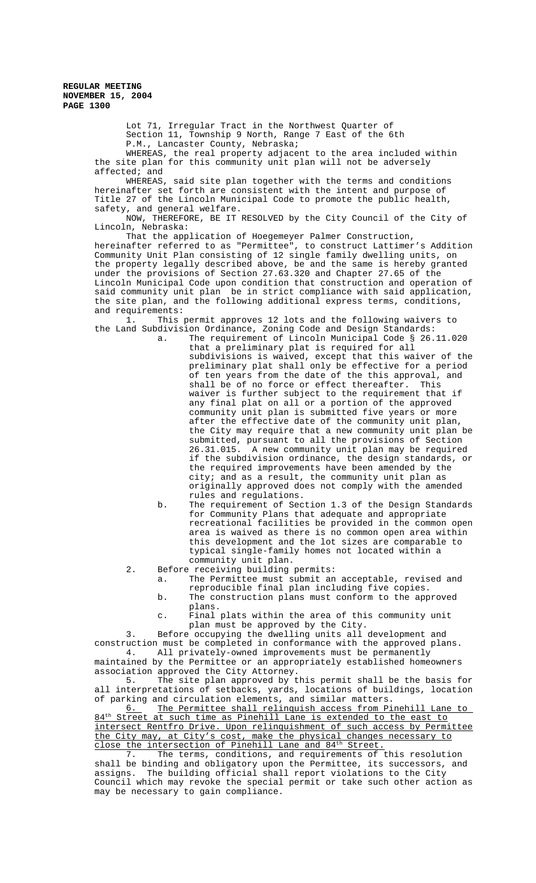Lot 71, Irregular Tract in the Northwest Quarter of Section 11, Township 9 North, Range 7 East of the 6th P.M., Lancaster County, Nebraska;

WHEREAS, the real property adjacent to the area included within the site plan for this community unit plan will not be adversely affected; and

WHEREAS, said site plan together with the terms and conditions hereinafter set forth are consistent with the intent and purpose of Title 27 of the Lincoln Municipal Code to promote the public health, safety, and general welfare.

NOW, THEREFORE, BE IT RESOLVED by the City Council of the City of Lincoln, Nebraska:

That the application of Hoegemeyer Palmer Construction, hereinafter referred to as "Permittee", to construct Lattimer's Addition Community Unit Plan consisting of 12 single family dwelling units, on the property legally described above, be and the same is hereby granted under the provisions of Section 27.63.320 and Chapter 27.65 of the Lincoln Municipal Code upon condition that construction and operation of said community unit plan be in strict compliance with said application, the site plan, and the following additional express terms, conditions, and requirements:

1. This permit approves 12 lots and the following waivers to the Land Subdivision Ordinance, Zoning Code and Design Standards:
   a. The requirement of Lincoln Municipal Code § 26.11.020 that a preliminary plat is required for all subdivisions is waived, except that this waiver of the preliminary plat shall only be effective for a period of ten years from the date of the this approval, and shall be of no force or effect thereafter. This waiver is further subject to the requirement that if any final plat on all or a portion of the approved community unit plan is submitted five years or more after the effective date of the community unit plan, the City may require that a new community unit plan be submitted, pursuant to all the provisions of Section 26.31.015. A new community unit plan may be required if the subdivision ordinance, the design standards, or the required improvements have been amended by the city; and as a result, the community unit plan as originally approved does not comply with the amended rules and regulations.
   b. The requirement of Section 1.3 of the Design Standards for Community Plans that adequate and appropriate recreational facilities be provided in the common open area is waived as there is no common open area within this development and the lot sizes are comparable to typical single-family homes not located within a community unit plan.
2. Before receiving building permits:
   a. The Permittee must submit an acceptable, revised and reproducible final plan including five copies.
   b. The construction plans must conform to the approved plans.
   c. Final plats within the area of this community unit plan must be approved by the City.
3. Before occupying the dwelling units all development and construction must be completed in conformance with the approved plans.
4. All privately-owned improvements must be permanently maintained by the Permittee or an appropriately established homeowners association approved the City Attorney.
5. The site plan approved by this permit shall be the basis for all interpretations of setbacks, yards, locations of buildings, location of parking and circulation elements, and similar matters.
6. <u>The Permittee shall relinquish access from Pinehill Lane to 84th Street at such time as Pinehill Lane is extended to the east to intersect Rentfro Drive. Upon relinquishment of such access by Permittee the City may, at City's cost, make the physical changes necessary to close the intersection of Pinehill Lane and 84th Street.</u>
7. The terms, conditions, and requirements of this resolution shall be binding and obligatory upon the Permittee, its successors, and assigns. The building official shall report violations to the City Council which may revoke the special permit or take such other action as may be necessary to gain compliance.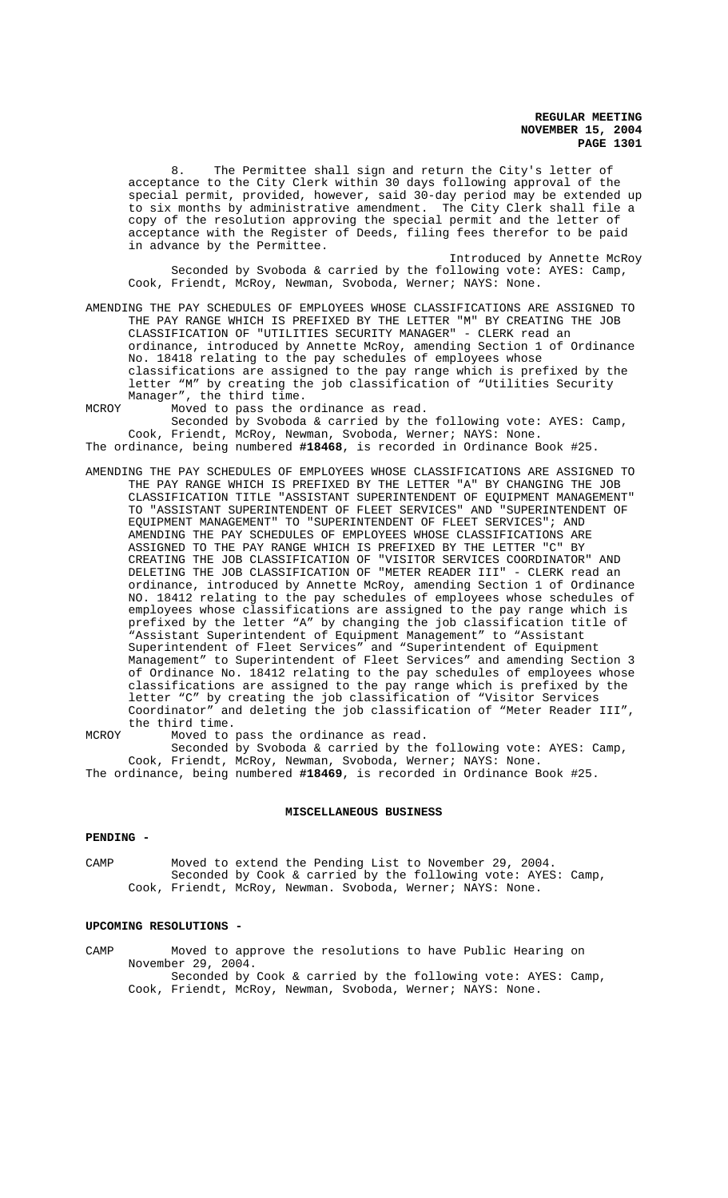8. The Permittee shall sign and return the City's letter of acceptance to the City Clerk within 30 days following approval of the special permit, provided, however, said 30-day period may be extended up to six months by administrative amendment. The City Clerk shall file a copy of the resolution approving the special permit and the letter of acceptance with the Register of Deeds, filing fees therefor to be paid in advance by the Permittee.

Introduced by Annette McRoy

Seconded by Svoboda & carried by the following vote: AYES: Camp, Cook, Friendt, McRoy, Newman, Svoboda, Werner; NAYS: None.

AMENDING THE PAY SCHEDULES OF EMPLOYEES WHOSE CLASSIFICATIONS ARE ASSIGNED TO THE PAY RANGE WHICH IS PREFIXED BY THE LETTER "M" BY CREATING THE JOB CLASSIFICATION OF "UTILITIES SECURITY MANAGER" - CLERK read an ordinance, introduced by Annette McRoy, amending Section 1 of Ordinance No. 18418 relating to the pay schedules of employees whose classifications are assigned to the pay range which is prefixed by the letter "M" by creating the job classification of "Utilities Security Manager", the third time.

MCROY Moved to pass the ordinance as read.

Seconded by Svoboda & carried by the following vote: AYES: Camp, Cook, Friendt, McRoy, Newman, Svoboda, Werner; NAYS: None.

The ordinance, being numbered **#18468**, is recorded in Ordinance Book #25.

AMENDING THE PAY SCHEDULES OF EMPLOYEES WHOSE CLASSIFICATIONS ARE ASSIGNED TO THE PAY RANGE WHICH IS PREFIXED BY THE LETTER "A" BY CHANGING THE JOB CLASSIFICATION TITLE "ASSISTANT SUPERINTENDENT OF EQUIPMENT MANAGEMENT" TO "ASSISTANT SUPERINTENDENT OF FLEET SERVICES" AND "SUPERINTENDENT OF EQUIPMENT MANAGEMENT" TO "SUPERINTENDENT OF FLEET SERVICES"; AND AMENDING THE PAY SCHEDULES OF EMPLOYEES WHOSE CLASSIFICATIONS ARE ASSIGNED TO THE PAY RANGE WHICH IS PREFIXED BY THE LETTER "C" BY CREATING THE JOB CLASSIFICATION OF "VISITOR SERVICES COORDINATOR" AND DELETING THE JOB CLASSIFICATION OF "METER READER III" - CLERK read an ordinance, introduced by Annette McRoy, amending Section 1 of Ordinance NO. 18412 relating to the pay schedules of employees whose schedules of employees whose classifications are assigned to the pay range which is prefixed by the letter "A" by changing the job classification title of "Assistant Superintendent of Equipment Management" to "Assistant Superintendent of Fleet Services" and "Superintendent of Equipment Management" to Superintendent of Fleet Services" and amending Section 3 of Ordinance No. 18412 relating to the pay schedules of employees whose classifications are assigned to the pay range which is prefixed by the letter "C" by creating the job classification of "Visitor Services Coordinator" and deleting the job classification of "Meter Reader III", the third time.

MCROY Moved to pass the ordinance as read.

Seconded by Svoboda & carried by the following vote: AYES: Camp, Cook, Friendt, McRoy, Newman, Svoboda, Werner; NAYS: None.

The ordinance, being numbered **#18469**, is recorded in Ordinance Book #25.

## MISCELLANEOUS BUSINESS

**PENDING -**

CAMP Moved to extend the Pending List to November 29, 2004.

Seconded by Cook & carried by the following vote: AYES: Camp, Cook, Friendt, McRoy, Newman. Svoboda, Werner; NAYS: None.

**UPCOMING RESOLUTIONS -**

CAMP Moved to approve the resolutions to have Public Hearing on November 29, 2004.

Seconded by Cook & carried by the following vote: AYES: Camp, Cook, Friendt, McRoy, Newman, Svoboda, Werner; NAYS: None.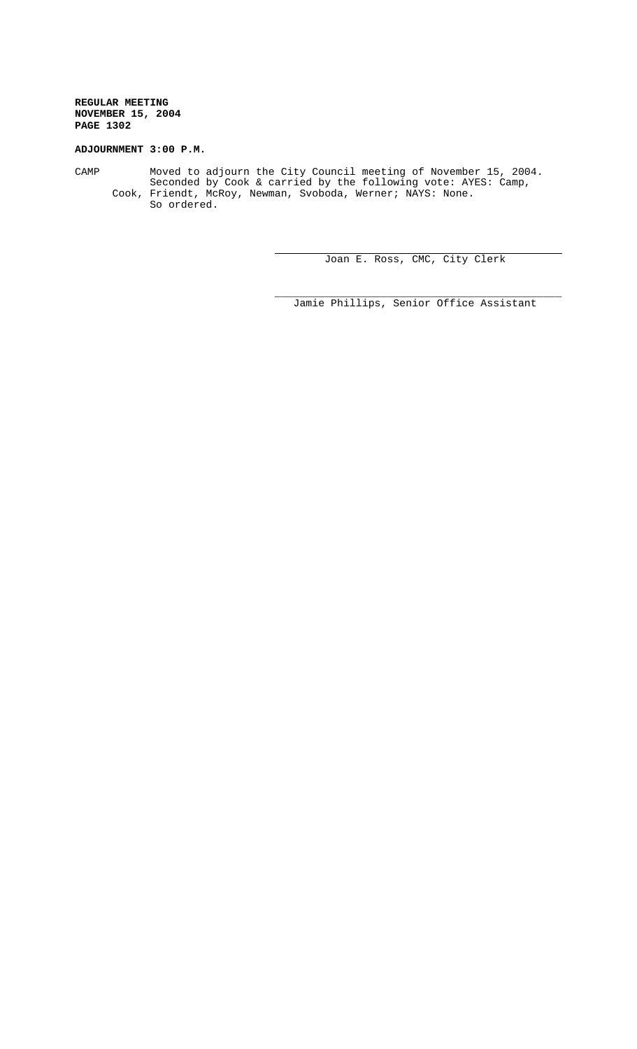**ADJOURNMENT 3:00 P.M.**

CAMP Moved to adjourn the City Council meeting of November 15, 2004. Seconded by Cook & carried by the following vote: AYES: Camp, Cook, Friendt, McRoy, Newman, Svoboda, Werner; NAYS: None. So ordered.

Joan E. Ross, CMC, City Clerk

Jamie Phillips, Senior Office Assistant